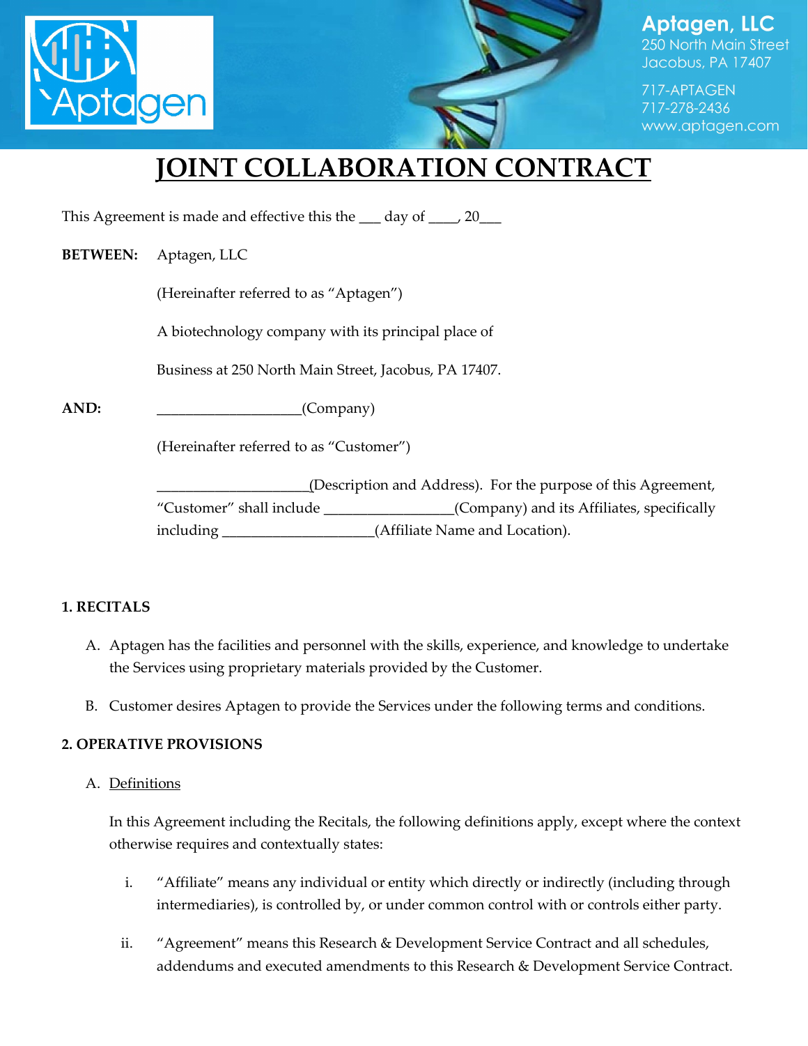Aptagen, LLC
250 North Main Street
Jacobus, PA 17407

717-APTAGEN
717-278-2436
www.aptagen.com

# JOINT COLLABORATION CONTRACT

This Agreement is made and effective this the ___ day of ____, 20___

**BETWEEN:** Aptagen, LLC

(Hereinafter referred to as "Aptagen")

A biotechnology company with its principal place of

Business at 250 North Main Street, Jacobus, PA 17407.

**AND:** ___________________(Company)

(Hereinafter referred to as "Customer")

____________________(Description and Address). For the purpose of this Agreement, "Customer" shall include _________________(Company) and its Affiliates, specifically including ____________________(Affiliate Name and Location).

### 1. RECITALS

A. Aptagen has the facilities and personnel with the skills, experience, and knowledge to undertake the Services using proprietary materials provided by the Customer.

B. Customer desires Aptagen to provide the Services under the following terms and conditions.

### 2. OPERATIVE PROVISIONS

A. Definitions

In this Agreement including the Recitals, the following definitions apply, except where the context otherwise requires and contextually states:

i. "Affiliate" means any individual or entity which directly or indirectly (including through intermediaries), is controlled by, or under common control with or controls either party.

ii. "Agreement" means this Research & Development Service Contract and all schedules, addendums and executed amendments to this Research & Development Service Contract.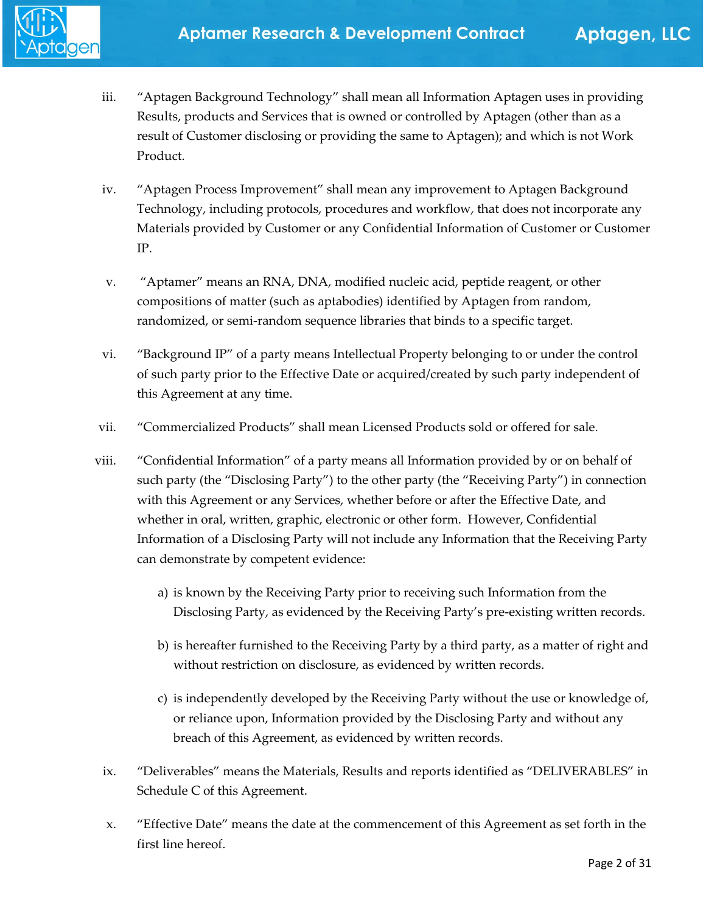iii. "Aptagen Background Technology" shall mean all Information Aptagen uses in providing Results, products and Services that is owned or controlled by Aptagen (other than as a result of Customer disclosing or providing the same to Aptagen); and which is not Work Product.

iv. "Aptagen Process Improvement" shall mean any improvement to Aptagen Background Technology, including protocols, procedures and workflow, that does not incorporate any Materials provided by Customer or any Confidential Information of Customer or Customer IP.

v. "Aptamer" means an RNA, DNA, modified nucleic acid, peptide reagent, or other compositions of matter (such as aptabodies) identified by Aptagen from random, randomized, or semi-random sequence libraries that binds to a specific target.

vi. "Background IP" of a party means Intellectual Property belonging to or under the control of such party prior to the Effective Date or acquired/created by such party independent of this Agreement at any time.

vii. "Commercialized Products" shall mean Licensed Products sold or offered for sale.

viii. "Confidential Information" of a party means all Information provided by or on behalf of such party (the "Disclosing Party") to the other party (the "Receiving Party") in connection with this Agreement or any Services, whether before or after the Effective Date, and whether in oral, written, graphic, electronic or other form. However, Confidential Information of a Disclosing Party will not include any Information that the Receiving Party can demonstrate by competent evidence:

a) is known by the Receiving Party prior to receiving such Information from the Disclosing Party, as evidenced by the Receiving Party's pre-existing written records.

b) is hereafter furnished to the Receiving Party by a third party, as a matter of right and without restriction on disclosure, as evidenced by written records.

c) is independently developed by the Receiving Party without the use or knowledge of, or reliance upon, Information provided by the Disclosing Party and without any breach of this Agreement, as evidenced by written records.

ix. "Deliverables" means the Materials, Results and reports identified as "DELIVERABLES" in Schedule C of this Agreement.

x. "Effective Date" means the date at the commencement of this Agreement as set forth in the first line hereof.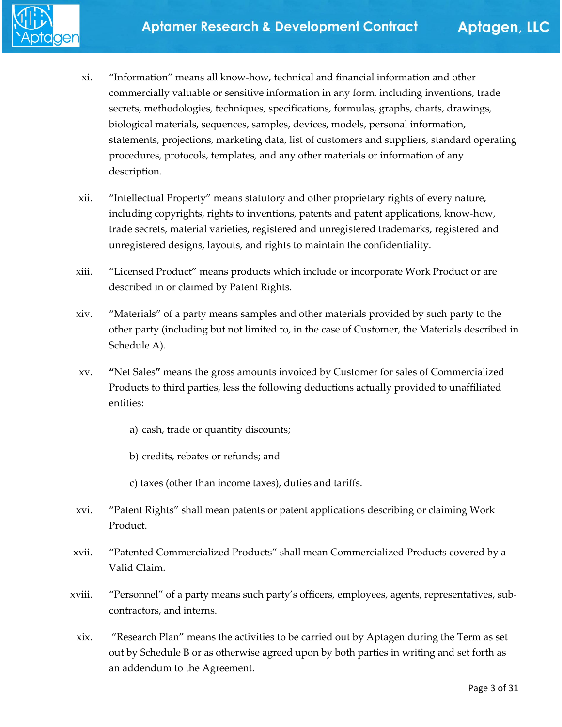xi. "Information" means all know-how, technical and financial information and other commercially valuable or sensitive information in any form, including inventions, trade secrets, methodologies, techniques, specifications, formulas, graphs, charts, drawings, biological materials, sequences, samples, devices, models, personal information, statements, projections, marketing data, list of customers and suppliers, standard operating procedures, protocols, templates, and any other materials or information of any description.

xii. "Intellectual Property" means statutory and other proprietary rights of every nature, including copyrights, rights to inventions, patents and patent applications, know-how, trade secrets, material varieties, registered and unregistered trademarks, registered and unregistered designs, layouts, and rights to maintain the confidentiality.

xiii. "Licensed Product" means products which include or incorporate Work Product or are described in or claimed by Patent Rights.

xiv. "Materials" of a party means samples and other materials provided by such party to the other party (including but not limited to, in the case of Customer, the Materials described in Schedule A).

xv. **"**Net Sales**"** means the gross amounts invoiced by Customer for sales of Commercialized Products to third parties, less the following deductions actually provided to unaffiliated entities:

a) cash, trade or quantity discounts;

b) credits, rebates or refunds; and

c) taxes (other than income taxes), duties and tariffs.

xvi. "Patent Rights" shall mean patents or patent applications describing or claiming Work Product.

xvii. "Patented Commercialized Products" shall mean Commercialized Products covered by a Valid Claim.

xviii. "Personnel" of a party means such party's officers, employees, agents, representatives, sub-contractors, and interns.

xix. "Research Plan" means the activities to be carried out by Aptagen during the Term as set out by Schedule B or as otherwise agreed upon by both parties in writing and set forth as an addendum to the Agreement.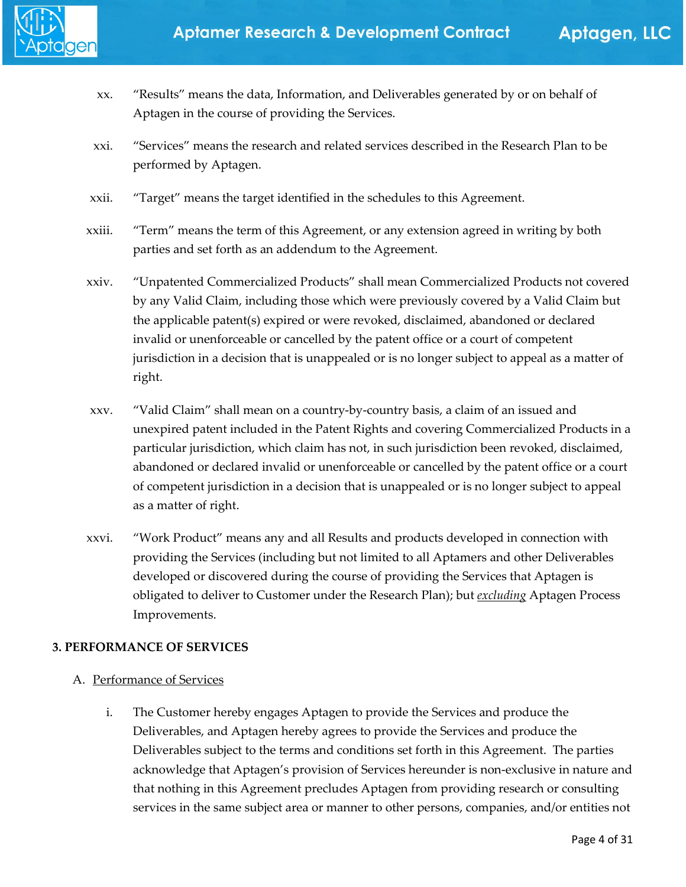xx. "Results" means the data, Information, and Deliverables generated by or on behalf of Aptagen in the course of providing the Services.

xxi. "Services" means the research and related services described in the Research Plan to be performed by Aptagen.

xxii. "Target" means the target identified in the schedules to this Agreement.

xxiii. "Term" means the term of this Agreement, or any extension agreed in writing by both parties and set forth as an addendum to the Agreement.

xxiv. "Unpatented Commercialized Products" shall mean Commercialized Products not covered by any Valid Claim, including those which were previously covered by a Valid Claim but the applicable patent(s) expired or were revoked, disclaimed, abandoned or declared invalid or unenforceable or cancelled by the patent office or a court of competent jurisdiction in a decision that is unappealed or is no longer subject to appeal as a matter of right.

xxv. "Valid Claim" shall mean on a country-by-country basis, a claim of an issued and unexpired patent included in the Patent Rights and covering Commercialized Products in a particular jurisdiction, which claim has not, in such jurisdiction been revoked, disclaimed, abandoned or declared invalid or unenforceable or cancelled by the patent office or a court of competent jurisdiction in a decision that is unappealed or is no longer subject to appeal as a matter of right.

xxvi. "Work Product" means any and all Results and products developed in connection with providing the Services (including but not limited to all Aptamers and other Deliverables developed or discovered during the course of providing the Services that Aptagen is obligated to deliver to Customer under the Research Plan); but ***excluding*** Aptagen Process Improvements.

**3. PERFORMANCE OF SERVICES**

A. Performance of Services

i. The Customer hereby engages Aptagen to provide the Services and produce the Deliverables, and Aptagen hereby agrees to provide the Services and produce the Deliverables subject to the terms and conditions set forth in this Agreement. The parties acknowledge that Aptagen's provision of Services hereunder is non-exclusive in nature and that nothing in this Agreement precludes Aptagen from providing research or consulting services in the same subject area or manner to other persons, companies, and/or entities not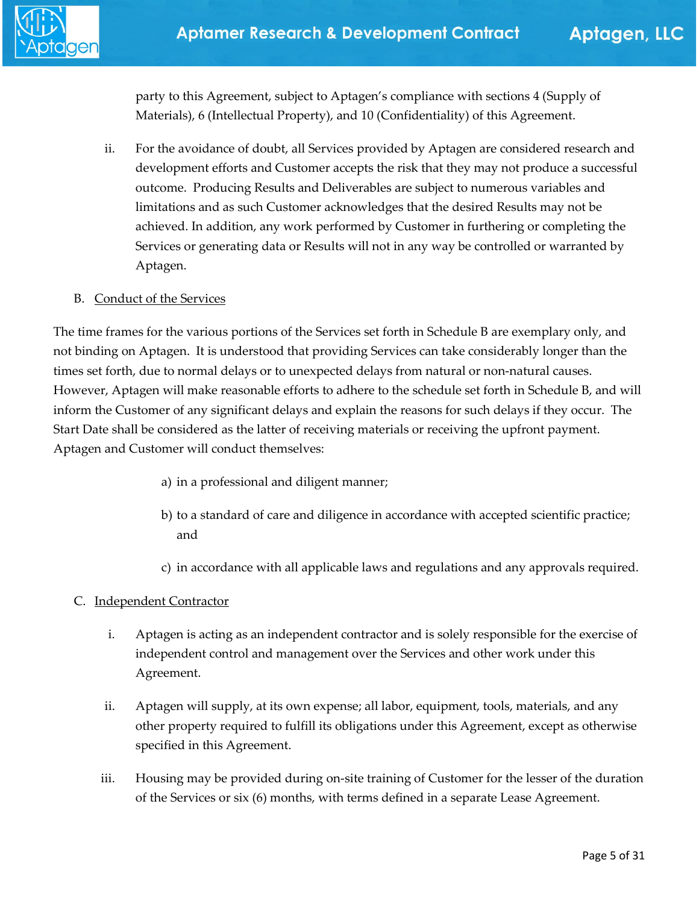party to this Agreement, subject to Aptagen's compliance with sections 4 (Supply of Materials), 6 (Intellectual Property), and 10 (Confidentiality) of this Agreement.

ii. For the avoidance of doubt, all Services provided by Aptagen are considered research and development efforts and Customer accepts the risk that they may not produce a successful outcome. Producing Results and Deliverables are subject to numerous variables and limitations and as such Customer acknowledges that the desired Results may not be achieved. In addition, any work performed by Customer in furthering or completing the Services or generating data or Results will not in any way be controlled or warranted by Aptagen.

B. <u>Conduct of the Services</u>

The time frames for the various portions of the Services set forth in Schedule B are exemplary only, and not binding on Aptagen. It is understood that providing Services can take considerably longer than the times set forth, due to normal delays or to unexpected delays from natural or non-natural causes. However, Aptagen will make reasonable efforts to adhere to the schedule set forth in Schedule B, and will inform the Customer of any significant delays and explain the reasons for such delays if they occur. The Start Date shall be considered as the latter of receiving materials or receiving the upfront payment. Aptagen and Customer will conduct themselves:

a) in a professional and diligent manner;

b) to a standard of care and diligence in accordance with accepted scientific practice; and

c) in accordance with all applicable laws and regulations and any approvals required.

C. <u>Independent Contractor</u>

i. Aptagen is acting as an independent contractor and is solely responsible for the exercise of independent control and management over the Services and other work under this Agreement.

ii. Aptagen will supply, at its own expense; all labor, equipment, tools, materials, and any other property required to fulfill its obligations under this Agreement, except as otherwise specified in this Agreement.

iii. Housing may be provided during on-site training of Customer for the lesser of the duration of the Services or six (6) months, with terms defined in a separate Lease Agreement.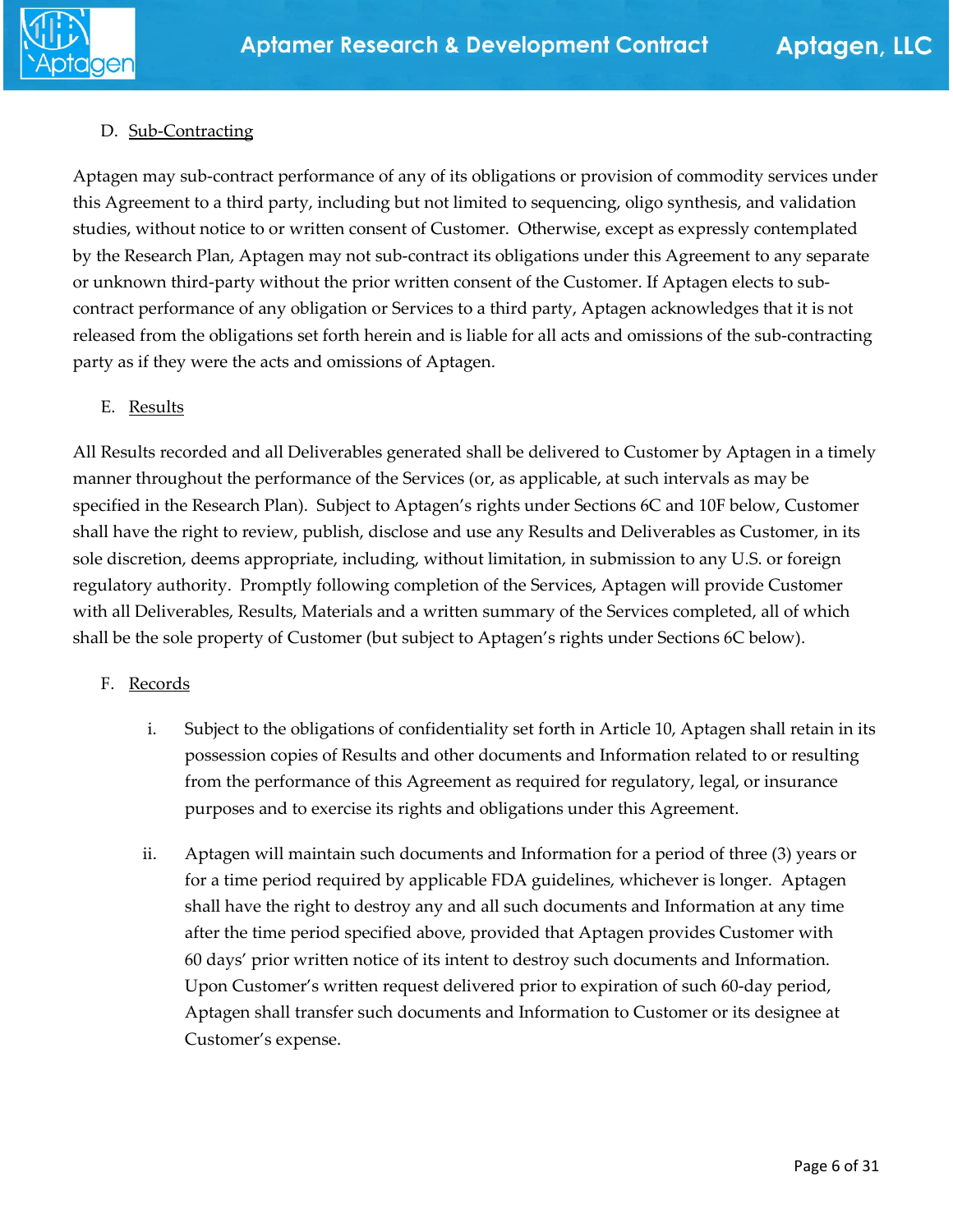D. Sub-Contracting

Aptagen may sub-contract performance of any of its obligations or provision of commodity services under this Agreement to a third party, including but not limited to sequencing, oligo synthesis, and validation studies, without notice to or written consent of Customer. Otherwise, except as expressly contemplated by the Research Plan, Aptagen may not sub-contract its obligations under this Agreement to any separate or unknown third-party without the prior written consent of the Customer. If Aptagen elects to sub-contract performance of any obligation or Services to a third party, Aptagen acknowledges that it is not released from the obligations set forth herein and is liable for all acts and omissions of the sub-contracting party as if they were the acts and omissions of Aptagen.

E. Results

All Results recorded and all Deliverables generated shall be delivered to Customer by Aptagen in a timely manner throughout the performance of the Services (or, as applicable, at such intervals as may be specified in the Research Plan). Subject to Aptagen's rights under Sections 6C and 10F below, Customer shall have the right to review, publish, disclose and use any Results and Deliverables as Customer, in its sole discretion, deems appropriate, including, without limitation, in submission to any U.S. or foreign regulatory authority. Promptly following completion of the Services, Aptagen will provide Customer with all Deliverables, Results, Materials and a written summary of the Services completed, all of which shall be the sole property of Customer (but subject to Aptagen's rights under Sections 6C below).

F. Records

i. Subject to the obligations of confidentiality set forth in Article 10, Aptagen shall retain in its possession copies of Results and other documents and Information related to or resulting from the performance of this Agreement as required for regulatory, legal, or insurance purposes and to exercise its rights and obligations under this Agreement.

ii. Aptagen will maintain such documents and Information for a period of three (3) years or for a time period required by applicable FDA guidelines, whichever is longer. Aptagen shall have the right to destroy any and all such documents and Information at any time after the time period specified above, provided that Aptagen provides Customer with 60 days' prior written notice of its intent to destroy such documents and Information. Upon Customer's written request delivered prior to expiration of such 60-day period, Aptagen shall transfer such documents and Information to Customer or its designee at Customer's expense.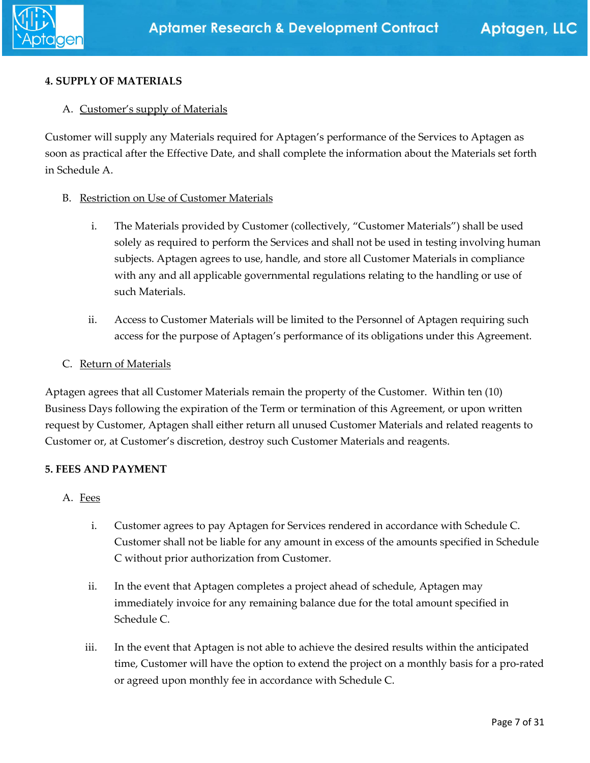## 4. SUPPLY OF MATERIALS

A. Customer's supply of Materials

Customer will supply any Materials required for Aptagen's performance of the Services to Aptagen as soon as practical after the Effective Date, and shall complete the information about the Materials set forth in Schedule A.

B. Restriction on Use of Customer Materials

i. The Materials provided by Customer (collectively, "Customer Materials") shall be used solely as required to perform the Services and shall not be used in testing involving human subjects. Aptagen agrees to use, handle, and store all Customer Materials in compliance with any and all applicable governmental regulations relating to the handling or use of such Materials.

ii. Access to Customer Materials will be limited to the Personnel of Aptagen requiring such access for the purpose of Aptagen's performance of its obligations under this Agreement.

C. Return of Materials

Aptagen agrees that all Customer Materials remain the property of the Customer. Within ten (10) Business Days following the expiration of the Term or termination of this Agreement, or upon written request by Customer, Aptagen shall either return all unused Customer Materials and related reagents to Customer or, at Customer's discretion, destroy such Customer Materials and reagents.

## 5. FEES AND PAYMENT

A. Fees

i. Customer agrees to pay Aptagen for Services rendered in accordance with Schedule C. Customer shall not be liable for any amount in excess of the amounts specified in Schedule C without prior authorization from Customer.

ii. In the event that Aptagen completes a project ahead of schedule, Aptagen may immediately invoice for any remaining balance due for the total amount specified in Schedule C.

iii. In the event that Aptagen is not able to achieve the desired results within the anticipated time, Customer will have the option to extend the project on a monthly basis for a pro-rated or agreed upon monthly fee in accordance with Schedule C.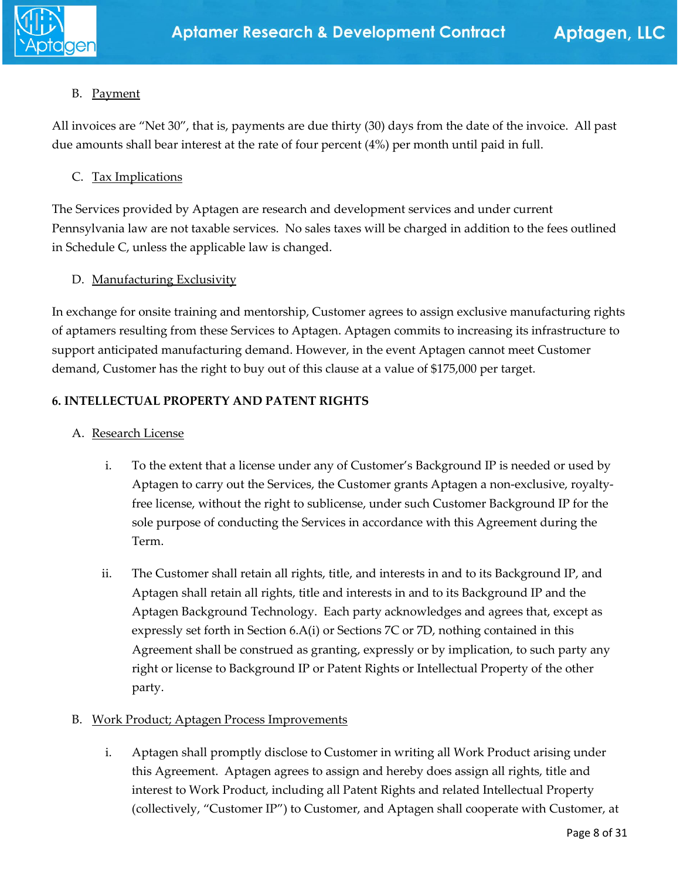B. Payment

All invoices are "Net 30", that is, payments are due thirty (30) days from the date of the invoice. All past due amounts shall bear interest at the rate of four percent (4%) per month until paid in full.

C. Tax Implications

The Services provided by Aptagen are research and development services and under current Pennsylvania law are not taxable services. No sales taxes will be charged in addition to the fees outlined in Schedule C, unless the applicable law is changed.

D. Manufacturing Exclusivity

In exchange for onsite training and mentorship, Customer agrees to assign exclusive manufacturing rights of aptamers resulting from these Services to Aptagen. Aptagen commits to increasing its infrastructure to support anticipated manufacturing demand. However, in the event Aptagen cannot meet Customer demand, Customer has the right to buy out of this clause at a value of $175,000 per target.

**6. INTELLECTUAL PROPERTY AND PATENT RIGHTS**

A. Research License

i. To the extent that a license under any of Customer's Background IP is needed or used by Aptagen to carry out the Services, the Customer grants Aptagen a non-exclusive, royalty-free license, without the right to sublicense, under such Customer Background IP for the sole purpose of conducting the Services in accordance with this Agreement during the Term.

ii. The Customer shall retain all rights, title, and interests in and to its Background IP, and Aptagen shall retain all rights, title and interests in and to its Background IP and the Aptagen Background Technology. Each party acknowledges and agrees that, except as expressly set forth in Section 6.A(i) or Sections 7C or 7D, nothing contained in this Agreement shall be construed as granting, expressly or by implication, to such party any right or license to Background IP or Patent Rights or Intellectual Property of the other party.

B. Work Product; Aptagen Process Improvements

i. Aptagen shall promptly disclose to Customer in writing all Work Product arising under this Agreement. Aptagen agrees to assign and hereby does assign all rights, title and interest to Work Product, including all Patent Rights and related Intellectual Property (collectively, "Customer IP") to Customer, and Aptagen shall cooperate with Customer, at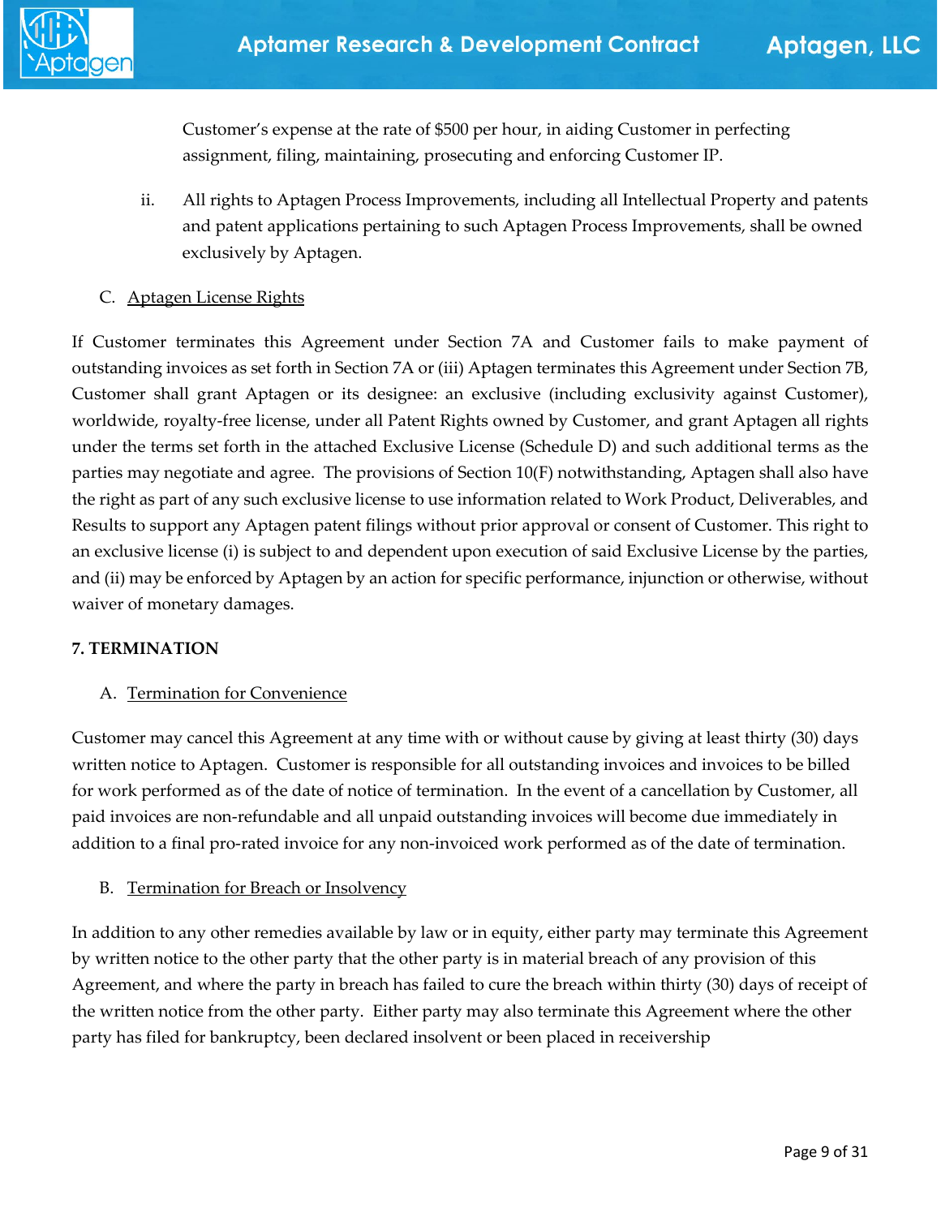Customer's expense at the rate of $500 per hour, in aiding Customer in perfecting assignment, filing, maintaining, prosecuting and enforcing Customer IP.

ii. All rights to Aptagen Process Improvements, including all Intellectual Property and patents and patent applications pertaining to such Aptagen Process Improvements, shall be owned exclusively by Aptagen.

C. Aptagen License Rights

If Customer terminates this Agreement under Section 7A and Customer fails to make payment of outstanding invoices as set forth in Section 7A or (iii) Aptagen terminates this Agreement under Section 7B, Customer shall grant Aptagen or its designee: an exclusive (including exclusivity against Customer), worldwide, royalty-free license, under all Patent Rights owned by Customer, and grant Aptagen all rights under the terms set forth in the attached Exclusive License (Schedule D) and such additional terms as the parties may negotiate and agree. The provisions of Section 10(F) notwithstanding, Aptagen shall also have the right as part of any such exclusive license to use information related to Work Product, Deliverables, and Results to support any Aptagen patent filings without prior approval or consent of Customer. This right to an exclusive license (i) is subject to and dependent upon execution of said Exclusive License by the parties, and (ii) may be enforced by Aptagen by an action for specific performance, injunction or otherwise, without waiver of monetary damages.

**7. TERMINATION**

A. Termination for Convenience

Customer may cancel this Agreement at any time with or without cause by giving at least thirty (30) days written notice to Aptagen. Customer is responsible for all outstanding invoices and invoices to be billed for work performed as of the date of notice of termination. In the event of a cancellation by Customer, all paid invoices are non-refundable and all unpaid outstanding invoices will become due immediately in addition to a final pro-rated invoice for any non-invoiced work performed as of the date of termination.

B. Termination for Breach or Insolvency

In addition to any other remedies available by law or in equity, either party may terminate this Agreement by written notice to the other party that the other party is in material breach of any provision of this Agreement, and where the party in breach has failed to cure the breach within thirty (30) days of receipt of the written notice from the other party. Either party may also terminate this Agreement where the other party has filed for bankruptcy, been declared insolvent or been placed in receivership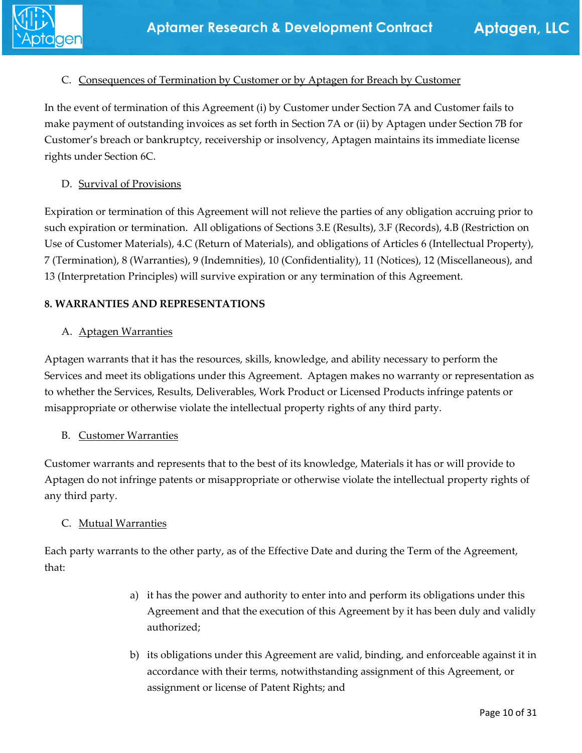C. <u>Consequences of Termination by Customer or by Aptagen for Breach by Customer</u>

In the event of termination of this Agreement (i) by Customer under Section 7A and Customer fails to make payment of outstanding invoices as set forth in Section 7A or (ii) by Aptagen under Section 7B for Customer's breach or bankruptcy, receivership or insolvency, Aptagen maintains its immediate license rights under Section 6C.

D. <u>Survival of Provisions</u>

Expiration or termination of this Agreement will not relieve the parties of any obligation accruing prior to such expiration or termination. All obligations of Sections 3.E (Results), 3.F (Records), 4.B (Restriction on Use of Customer Materials), 4.C (Return of Materials), and obligations of Articles 6 (Intellectual Property), 7 (Termination), 8 (Warranties), 9 (Indemnities), 10 (Confidentiality), 11 (Notices), 12 (Miscellaneous), and 13 (Interpretation Principles) will survive expiration or any termination of this Agreement.

## 8. WARRANTIES AND REPRESENTATIONS

A. <u>Aptagen Warranties</u>

Aptagen warrants that it has the resources, skills, knowledge, and ability necessary to perform the Services and meet its obligations under this Agreement. Aptagen makes no warranty or representation as to whether the Services, Results, Deliverables, Work Product or Licensed Products infringe patents or misappropriate or otherwise violate the intellectual property rights of any third party.

B. <u>Customer Warranties</u>

Customer warrants and represents that to the best of its knowledge, Materials it has or will provide to Aptagen do not infringe patents or misappropriate or otherwise violate the intellectual property rights of any third party.

C. <u>Mutual Warranties</u>

Each party warrants to the other party, as of the Effective Date and during the Term of the Agreement, that:

a) it has the power and authority to enter into and perform its obligations under this Agreement and that the execution of this Agreement by it has been duly and validly authorized;

b) its obligations under this Agreement are valid, binding, and enforceable against it in accordance with their terms, notwithstanding assignment of this Agreement, or assignment or license of Patent Rights; and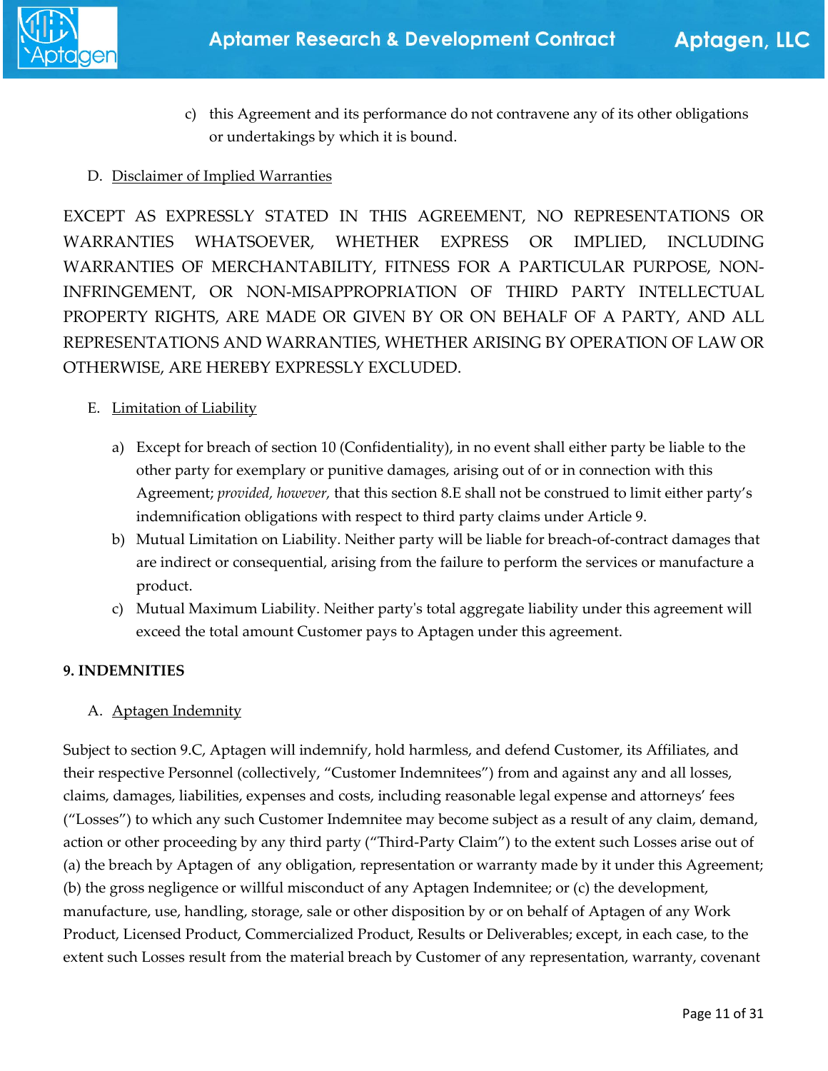c) this Agreement and its performance do not contravene any of its other obligations or undertakings by which it is bound.

D. <u>Disclaimer of Implied Warranties</u>

EXCEPT AS EXPRESSLY STATED IN THIS AGREEMENT, NO REPRESENTATIONS OR WARRANTIES WHATSOEVER, WHETHER EXPRESS OR IMPLIED, INCLUDING WARRANTIES OF MERCHANTABILITY, FITNESS FOR A PARTICULAR PURPOSE, NON-INFRINGEMENT, OR NON-MISAPPROPRIATION OF THIRD PARTY INTELLECTUAL PROPERTY RIGHTS, ARE MADE OR GIVEN BY OR ON BEHALF OF A PARTY, AND ALL REPRESENTATIONS AND WARRANTIES, WHETHER ARISING BY OPERATION OF LAW OR OTHERWISE, ARE HEREBY EXPRESSLY EXCLUDED.

E. <u>Limitation of Liability</u>

a) Except for breach of section 10 (Confidentiality), in no event shall either party be liable to the other party for exemplary or punitive damages, arising out of or in connection with this Agreement; *provided, however,* that this section 8.E shall not be construed to limit either party's indemnification obligations with respect to third party claims under Article 9.

b) Mutual Limitation on Liability. Neither party will be liable for breach-of-contract damages that are indirect or consequential, arising from the failure to perform the services or manufacture a product.

c) Mutual Maximum Liability. Neither party's total aggregate liability under this agreement will exceed the total amount Customer pays to Aptagen under this agreement.

**9. INDEMNITIES**

A. <u>Aptagen Indemnity</u>

Subject to section 9.C, Aptagen will indemnify, hold harmless, and defend Customer, its Affiliates, and their respective Personnel (collectively, "Customer Indemnitees") from and against any and all losses, claims, damages, liabilities, expenses and costs, including reasonable legal expense and attorneys' fees ("Losses") to which any such Customer Indemnitee may become subject as a result of any claim, demand, action or other proceeding by any third party ("Third-Party Claim") to the extent such Losses arise out of (a) the breach by Aptagen of any obligation, representation or warranty made by it under this Agreement; (b) the gross negligence or willful misconduct of any Aptagen Indemnitee; or (c) the development, manufacture, use, handling, storage, sale or other disposition by or on behalf of Aptagen of any Work Product, Licensed Product, Commercialized Product, Results or Deliverables; except, in each case, to the extent such Losses result from the material breach by Customer of any representation, warranty, covenant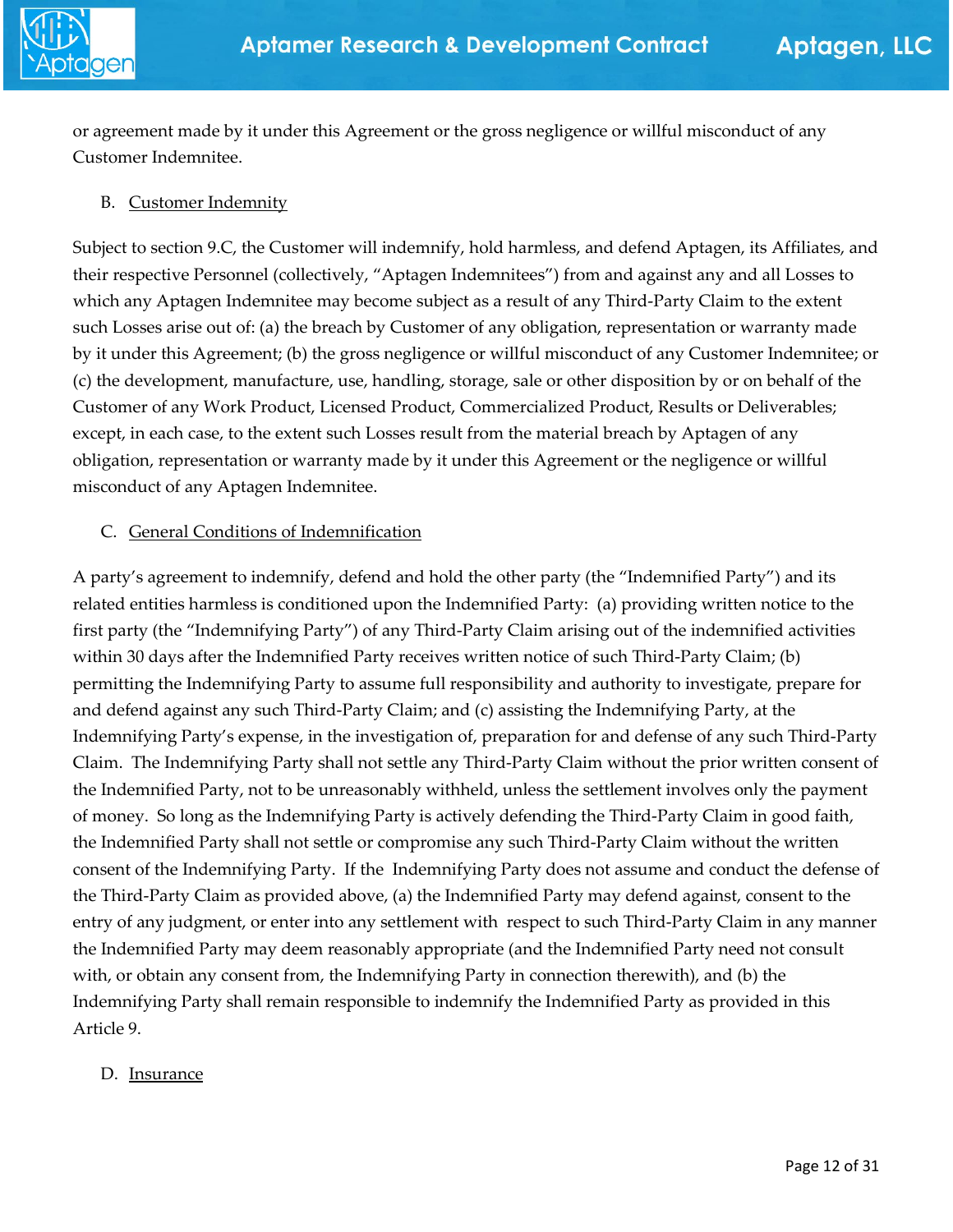or agreement made by it under this Agreement or the gross negligence or willful misconduct of any Customer Indemnitee.

B. Customer Indemnity

Subject to section 9.C, the Customer will indemnify, hold harmless, and defend Aptagen, its Affiliates, and their respective Personnel (collectively, "Aptagen Indemnitees") from and against any and all Losses to which any Aptagen Indemnitee may become subject as a result of any Third-Party Claim to the extent such Losses arise out of: (a) the breach by Customer of any obligation, representation or warranty made by it under this Agreement; (b) the gross negligence or willful misconduct of any Customer Indemnitee; or (c) the development, manufacture, use, handling, storage, sale or other disposition by or on behalf of the Customer of any Work Product, Licensed Product, Commercialized Product, Results or Deliverables; except, in each case, to the extent such Losses result from the material breach by Aptagen of any obligation, representation or warranty made by it under this Agreement or the negligence or willful misconduct of any Aptagen Indemnitee.

C. General Conditions of Indemnification

A party's agreement to indemnify, defend and hold the other party (the "Indemnified Party") and its related entities harmless is conditioned upon the Indemnified Party: (a) providing written notice to the first party (the "Indemnifying Party") of any Third-Party Claim arising out of the indemnified activities within 30 days after the Indemnified Party receives written notice of such Third-Party Claim; (b) permitting the Indemnifying Party to assume full responsibility and authority to investigate, prepare for and defend against any such Third-Party Claim; and (c) assisting the Indemnifying Party, at the Indemnifying Party's expense, in the investigation of, preparation for and defense of any such Third-Party Claim. The Indemnifying Party shall not settle any Third-Party Claim without the prior written consent of the Indemnified Party, not to be unreasonably withheld, unless the settlement involves only the payment of money. So long as the Indemnifying Party is actively defending the Third-Party Claim in good faith, the Indemnified Party shall not settle or compromise any such Third-Party Claim without the written consent of the Indemnifying Party. If the Indemnifying Party does not assume and conduct the defense of the Third-Party Claim as provided above, (a) the Indemnified Party may defend against, consent to the entry of any judgment, or enter into any settlement with respect to such Third-Party Claim in any manner the Indemnified Party may deem reasonably appropriate (and the Indemnified Party need not consult with, or obtain any consent from, the Indemnifying Party in connection therewith), and (b) the Indemnifying Party shall remain responsible to indemnify the Indemnified Party as provided in this Article 9.

D. Insurance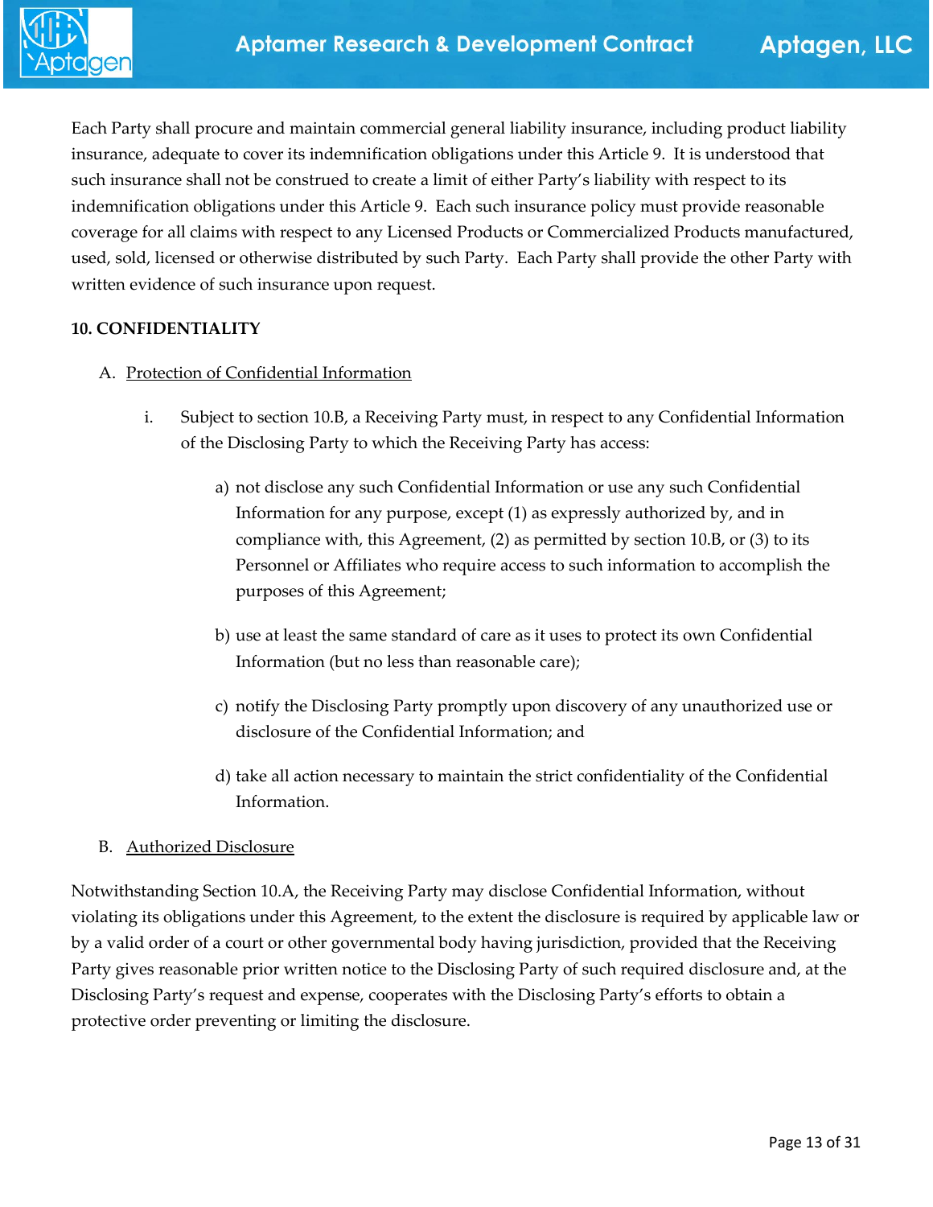Each Party shall procure and maintain commercial general liability insurance, including product liability insurance, adequate to cover its indemnification obligations under this Article 9. It is understood that such insurance shall not be construed to create a limit of either Party's liability with respect to its indemnification obligations under this Article 9. Each such insurance policy must provide reasonable coverage for all claims with respect to any Licensed Products or Commercialized Products manufactured, used, sold, licensed or otherwise distributed by such Party. Each Party shall provide the other Party with written evidence of such insurance upon request.

## 10. CONFIDENTIALITY

A. <u>Protection of Confidential Information</u>

i. Subject to section 10.B, a Receiving Party must, in respect to any Confidential Information of the Disclosing Party to which the Receiving Party has access:

a) not disclose any such Confidential Information or use any such Confidential Information for any purpose, except (1) as expressly authorized by, and in compliance with, this Agreement, (2) as permitted by section 10.B, or (3) to its Personnel or Affiliates who require access to such information to accomplish the purposes of this Agreement;

b) use at least the same standard of care as it uses to protect its own Confidential Information (but no less than reasonable care);

c) notify the Disclosing Party promptly upon discovery of any unauthorized use or disclosure of the Confidential Information; and

d) take all action necessary to maintain the strict confidentiality of the Confidential Information.

B. <u>Authorized Disclosure</u>

Notwithstanding Section 10.A, the Receiving Party may disclose Confidential Information, without violating its obligations under this Agreement, to the extent the disclosure is required by applicable law or by a valid order of a court or other governmental body having jurisdiction, provided that the Receiving Party gives reasonable prior written notice to the Disclosing Party of such required disclosure and, at the Disclosing Party's request and expense, cooperates with the Disclosing Party's efforts to obtain a protective order preventing or limiting the disclosure.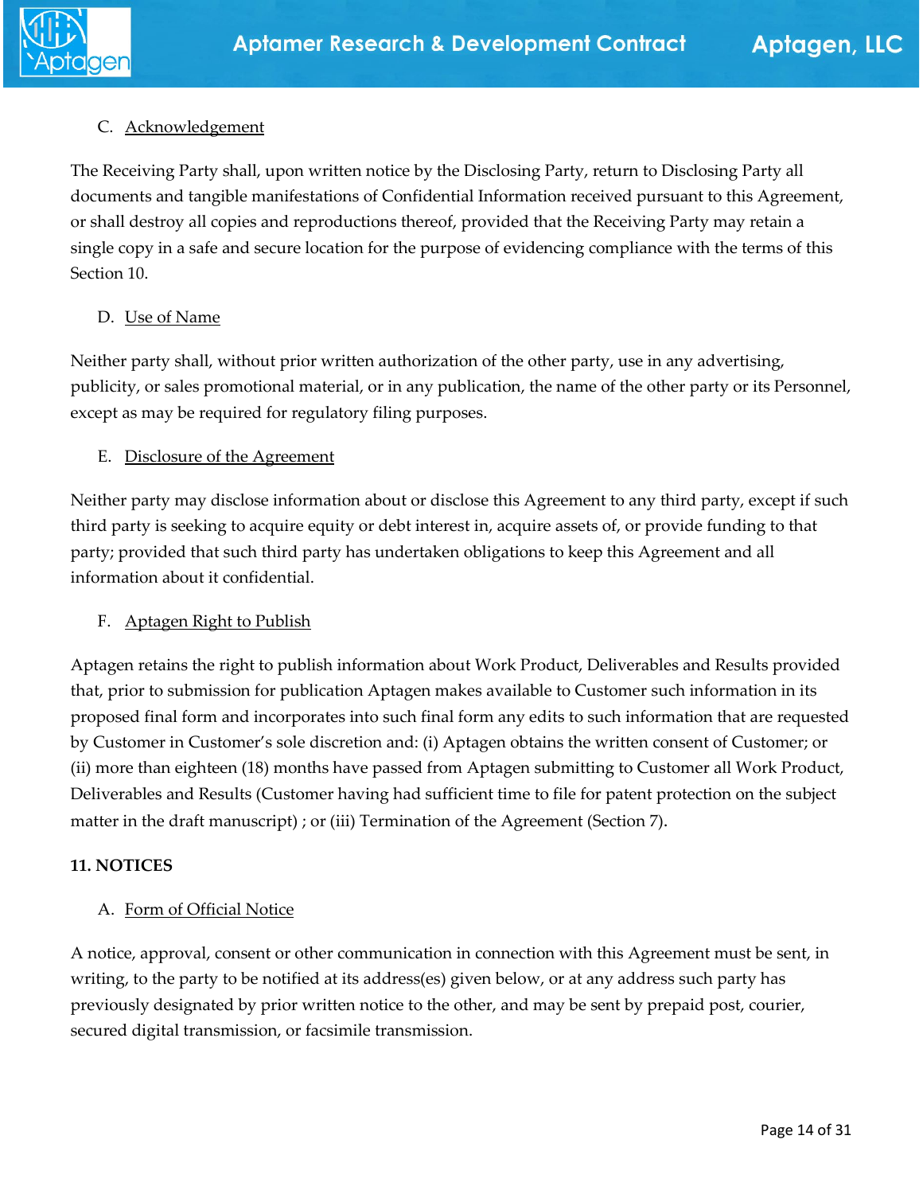C. Acknowledgement

The Receiving Party shall, upon written notice by the Disclosing Party, return to Disclosing Party all documents and tangible manifestations of Confidential Information received pursuant to this Agreement, or shall destroy all copies and reproductions thereof, provided that the Receiving Party may retain a single copy in a safe and secure location for the purpose of evidencing compliance with the terms of this Section 10.

D. Use of Name

Neither party shall, without prior written authorization of the other party, use in any advertising, publicity, or sales promotional material, or in any publication, the name of the other party or its Personnel, except as may be required for regulatory filing purposes.

E. Disclosure of the Agreement

Neither party may disclose information about or disclose this Agreement to any third party, except if such third party is seeking to acquire equity or debt interest in, acquire assets of, or provide funding to that party; provided that such third party has undertaken obligations to keep this Agreement and all information about it confidential.

F. Aptagen Right to Publish

Aptagen retains the right to publish information about Work Product, Deliverables and Results provided that, prior to submission for publication Aptagen makes available to Customer such information in its proposed final form and incorporates into such final form any edits to such information that are requested by Customer in Customer's sole discretion and: (i) Aptagen obtains the written consent of Customer; or (ii) more than eighteen (18) months have passed from Aptagen submitting to Customer all Work Product, Deliverables and Results (Customer having had sufficient time to file for patent protection on the subject matter in the draft manuscript) ; or (iii) Termination of the Agreement (Section 7).

## 11. NOTICES

A. Form of Official Notice

A notice, approval, consent or other communication in connection with this Agreement must be sent, in writing, to the party to be notified at its address(es) given below, or at any address such party has previously designated by prior written notice to the other, and may be sent by prepaid post, courier, secured digital transmission, or facsimile transmission.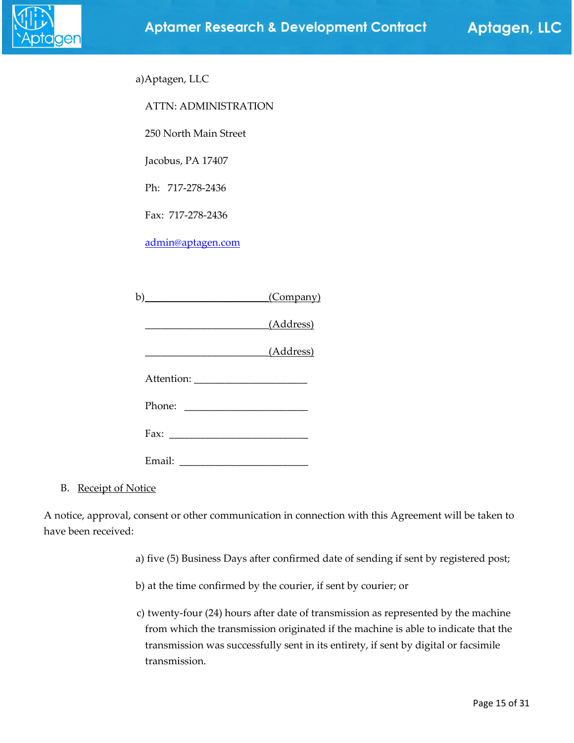a) Aptagen, LLC

ATTN: ADMINISTRATION

250 North Main Street

Jacobus, PA 17407

Ph: 717-278-2436

Fax: 717-278-2436

admin@aptagen.com

b) ________________________(Company)

________________________(Address)

________________________(Address)

Attention: ______________________

Phone: ________________________

Fax: ___________________________

Email: _________________________

B. Receipt of Notice

A notice, approval, consent or other communication in connection with this Agreement will be taken to have been received:

a) five (5) Business Days after confirmed date of sending if sent by registered post;

b) at the time confirmed by the courier, if sent by courier; or

c) twenty-four (24) hours after date of transmission as represented by the machine from which the transmission originated if the machine is able to indicate that the transmission was successfully sent in its entirety, if sent by digital or facsimile transmission.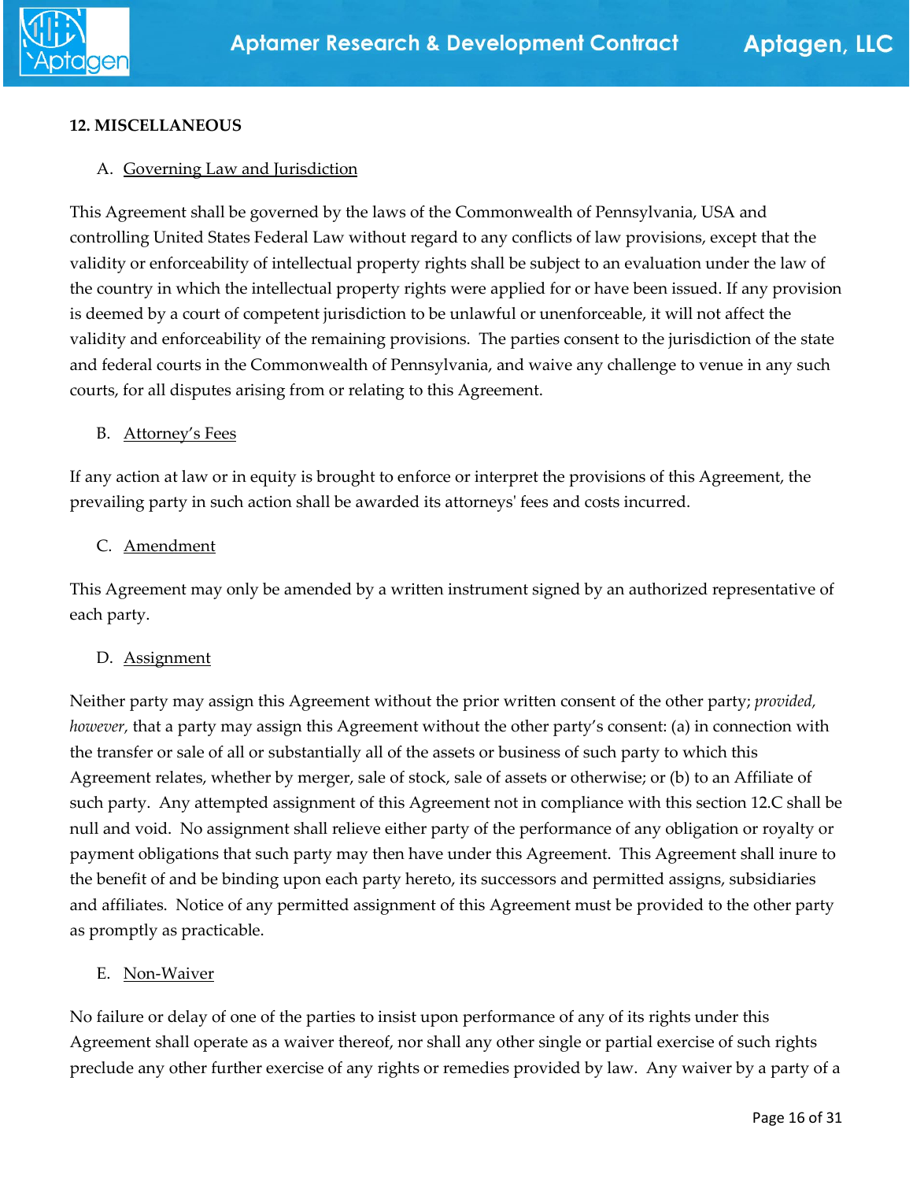**12. MISCELLANEOUS**

A. Governing Law and Jurisdiction

This Agreement shall be governed by the laws of the Commonwealth of Pennsylvania, USA and controlling United States Federal Law without regard to any conflicts of law provisions, except that the validity or enforceability of intellectual property rights shall be subject to an evaluation under the law of the country in which the intellectual property rights were applied for or have been issued. If any provision is deemed by a court of competent jurisdiction to be unlawful or unenforceable, it will not affect the validity and enforceability of the remaining provisions. The parties consent to the jurisdiction of the state and federal courts in the Commonwealth of Pennsylvania, and waive any challenge to venue in any such courts, for all disputes arising from or relating to this Agreement.

B. Attorney's Fees

If any action at law or in equity is brought to enforce or interpret the provisions of this Agreement, the prevailing party in such action shall be awarded its attorneys' fees and costs incurred.

C. Amendment

This Agreement may only be amended by a written instrument signed by an authorized representative of each party.

D. Assignment

Neither party may assign this Agreement without the prior written consent of the other party; *provided, however,* that a party may assign this Agreement without the other party's consent: (a) in connection with the transfer or sale of all or substantially all of the assets or business of such party to which this Agreement relates, whether by merger, sale of stock, sale of assets or otherwise; or (b) to an Affiliate of such party. Any attempted assignment of this Agreement not in compliance with this section 12.C shall be null and void. No assignment shall relieve either party of the performance of any obligation or royalty or payment obligations that such party may then have under this Agreement. This Agreement shall inure to the benefit of and be binding upon each party hereto, its successors and permitted assigns, subsidiaries and affiliates. Notice of any permitted assignment of this Agreement must be provided to the other party as promptly as practicable.

E. Non-Waiver

No failure or delay of one of the parties to insist upon performance of any of its rights under this Agreement shall operate as a waiver thereof, nor shall any other single or partial exercise of such rights preclude any other further exercise of any rights or remedies provided by law. Any waiver by a party of a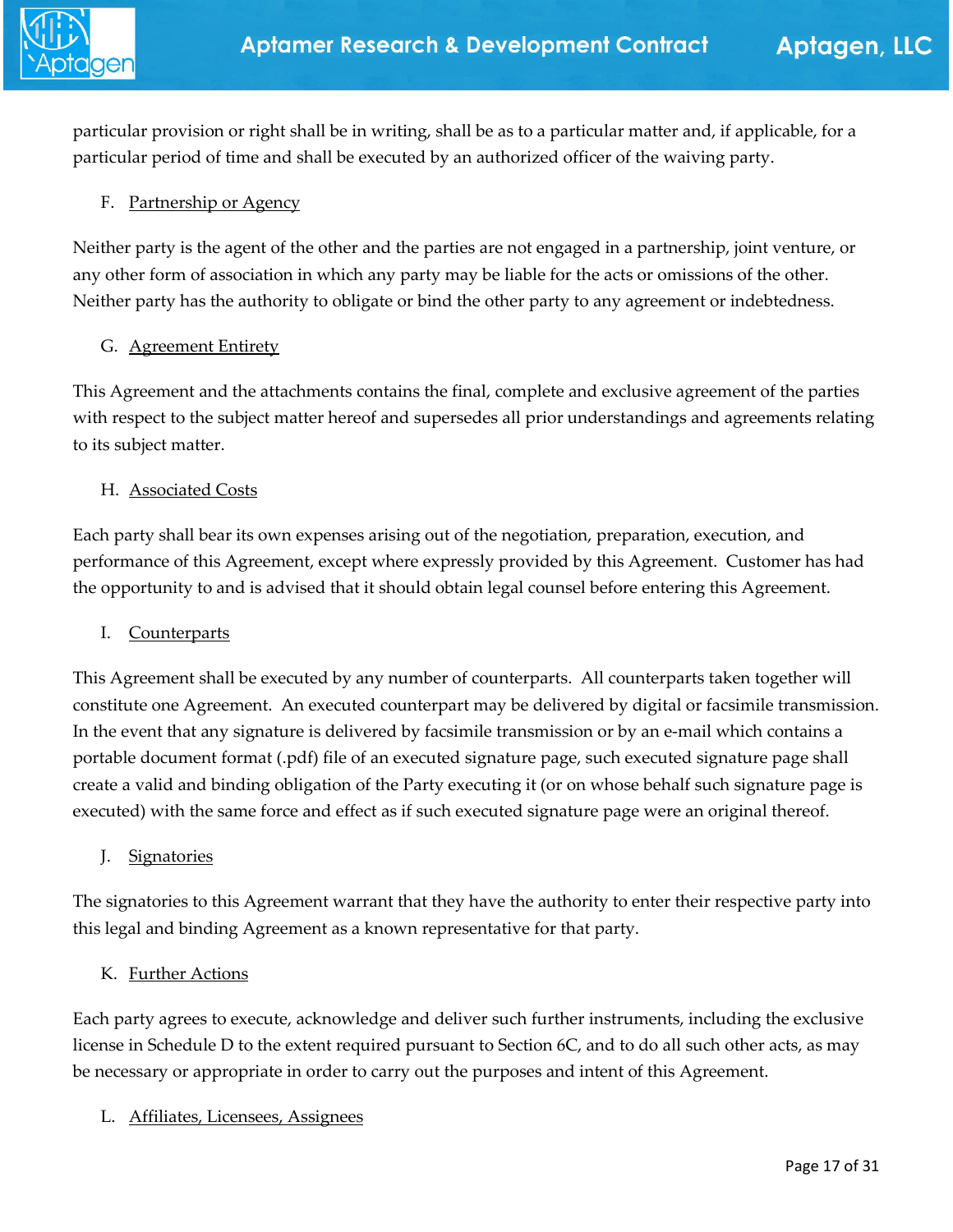particular provision or right shall be in writing, shall be as to a particular matter and, if applicable, for a particular period of time and shall be executed by an authorized officer of the waiving party.

F. Partnership or Agency

Neither party is the agent of the other and the parties are not engaged in a partnership, joint venture, or any other form of association in which any party may be liable for the acts or omissions of the other. Neither party has the authority to obligate or bind the other party to any agreement or indebtedness.

G. Agreement Entirety

This Agreement and the attachments contains the final, complete and exclusive agreement of the parties with respect to the subject matter hereof and supersedes all prior understandings and agreements relating to its subject matter.

H. Associated Costs

Each party shall bear its own expenses arising out of the negotiation, preparation, execution, and performance of this Agreement, except where expressly provided by this Agreement. Customer has had the opportunity to and is advised that it should obtain legal counsel before entering this Agreement.

I. Counterparts

This Agreement shall be executed by any number of counterparts. All counterparts taken together will constitute one Agreement. An executed counterpart may be delivered by digital or facsimile transmission. In the event that any signature is delivered by facsimile transmission or by an e-mail which contains a portable document format (.pdf) file of an executed signature page, such executed signature page shall create a valid and binding obligation of the Party executing it (or on whose behalf such signature page is executed) with the same force and effect as if such executed signature page were an original thereof.

J. Signatories

The signatories to this Agreement warrant that they have the authority to enter their respective party into this legal and binding Agreement as a known representative for that party.

K. Further Actions

Each party agrees to execute, acknowledge and deliver such further instruments, including the exclusive license in Schedule D to the extent required pursuant to Section 6C, and to do all such other acts, as may be necessary or appropriate in order to carry out the purposes and intent of this Agreement.

L. Affiliates, Licensees, Assignees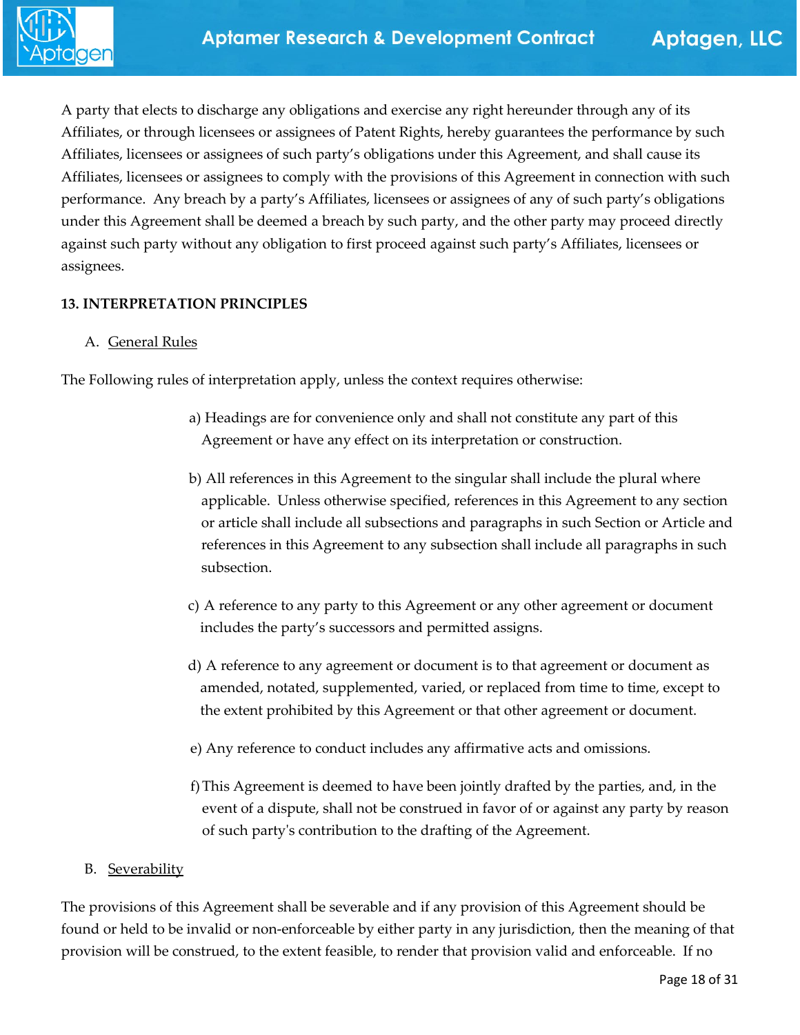A party that elects to discharge any obligations and exercise any right hereunder through any of its Affiliates, or through licensees or assignees of Patent Rights, hereby guarantees the performance by such Affiliates, licensees or assignees of such party's obligations under this Agreement, and shall cause its Affiliates, licensees or assignees to comply with the provisions of this Agreement in connection with such performance. Any breach by a party's Affiliates, licensees or assignees of any of such party's obligations under this Agreement shall be deemed a breach by such party, and the other party may proceed directly against such party without any obligation to first proceed against such party's Affiliates, licensees or assignees.

**13. INTERPRETATION PRINCIPLES**

A. <u>General Rules</u>

The Following rules of interpretation apply, unless the context requires otherwise:

a) Headings are for convenience only and shall not constitute any part of this Agreement or have any effect on its interpretation or construction.

b) All references in this Agreement to the singular shall include the plural where applicable. Unless otherwise specified, references in this Agreement to any section or article shall include all subsections and paragraphs in such Section or Article and references in this Agreement to any subsection shall include all paragraphs in such subsection.

c) A reference to any party to this Agreement or any other agreement or document includes the party's successors and permitted assigns.

d) A reference to any agreement or document is to that agreement or document as amended, notated, supplemented, varied, or replaced from time to time, except to the extent prohibited by this Agreement or that other agreement or document.

e) Any reference to conduct includes any affirmative acts and omissions.

f) This Agreement is deemed to have been jointly drafted by the parties, and, in the event of a dispute, shall not be construed in favor of or against any party by reason of such party's contribution to the drafting of the Agreement.

B. <u>Severability</u>

The provisions of this Agreement shall be severable and if any provision of this Agreement should be found or held to be invalid or non-enforceable by either party in any jurisdiction, then the meaning of that provision will be construed, to the extent feasible, to render that provision valid and enforceable. If no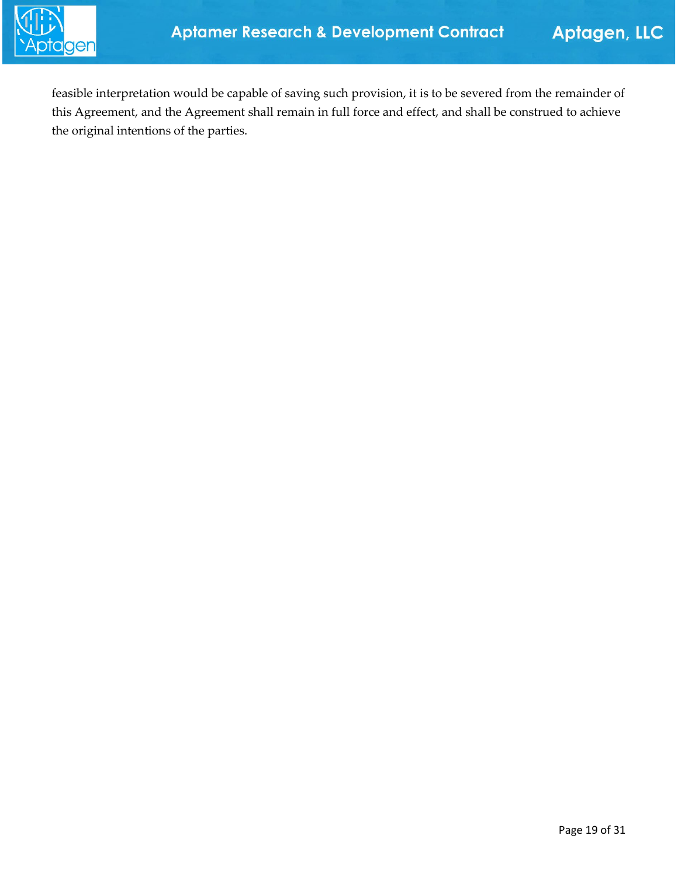feasible interpretation would be capable of saving such provision, it is to be severed from the remainder of this Agreement, and the Agreement shall remain in full force and effect, and shall be construed to achieve the original intentions of the parties.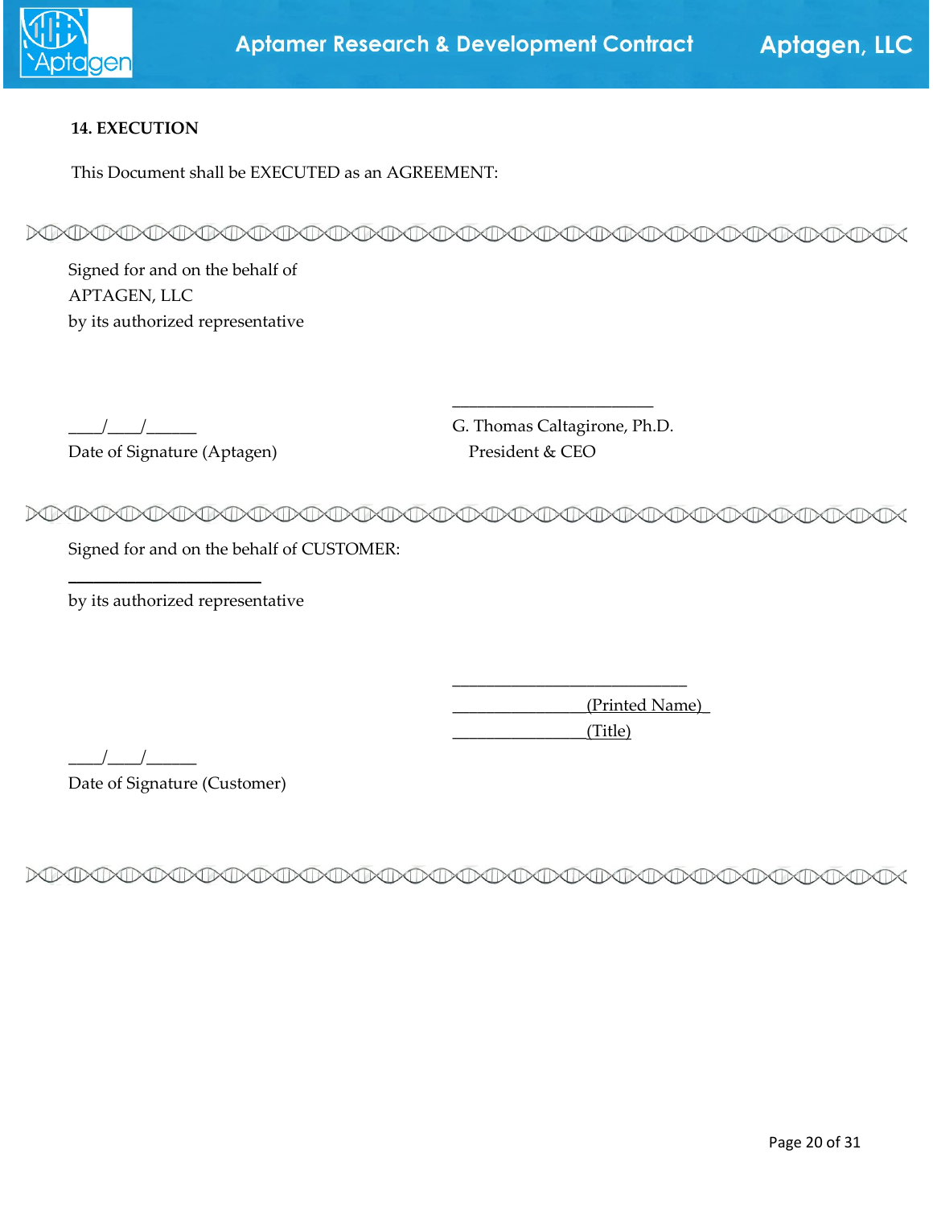## 14. EXECUTION

This Document shall be EXECUTED as an AGREEMENT:

---

Signed for and on the behalf of
APTAGEN, LLC
by its authorized representative

____/____/______
Date of Signature (Aptagen)

_________________________
G. Thomas Caltagirone, Ph.D.
President & CEO

---

Signed for and on the behalf of CUSTOMER:

________________________

by its authorized representative

_____________________________
________________(Printed Name)_
________________(Title)

____/____/______
Date of Signature (Customer)

---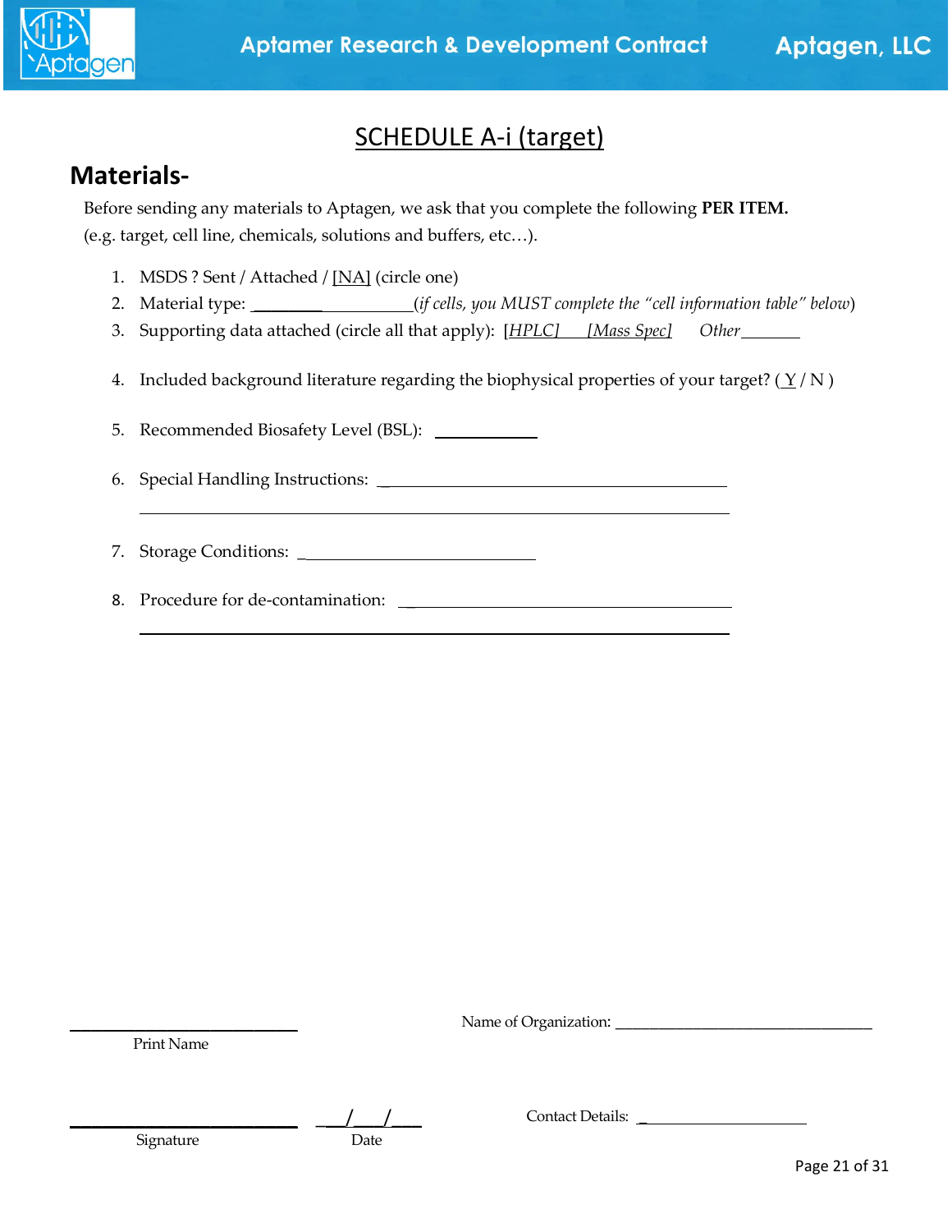# SCHEDULE A-i (target)

## Materials-

Before sending any materials to Aptagen, we ask that you complete the following **PER ITEM.** (e.g. target, cell line, chemicals, solutions and buffers, etc…).

1. MSDS ? Sent / Attached / [NA] (circle one)
2. Material type: ____________________*(if cells, you MUST complete the "cell information table" below)*
3. Supporting data attached (circle all that apply): *[HPLC]* *[Mass Spec]* *Other_______*
4. Included background literature regarding the biophysical properties of your target? ( Y / N )
5. Recommended Biosafety Level (BSL): ___________
6. Special Handling Instructions: ________________________________________

   ________________________________________________________________
7. Storage Conditions: _________________________
8. Procedure for de-contamination: ____________________________________

   ________________________________________________________________

________________________
Print Name

Name of Organization: ______________________________

________________________ ___/___/___
Signature Date

Contact Details: __________________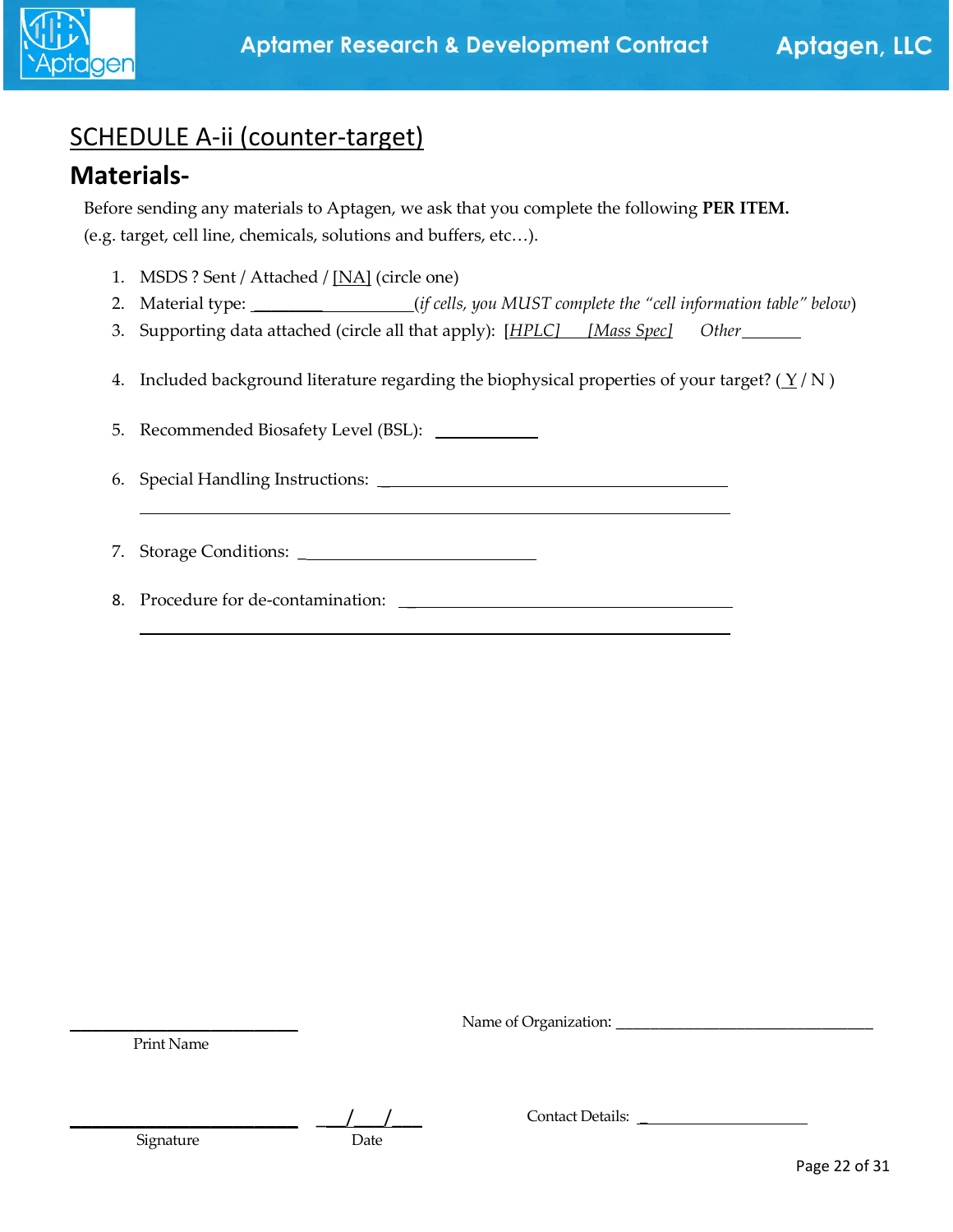## SCHEDULE A-ii (counter-target)

## Materials-

Before sending any materials to Aptagen, we ask that you complete the following **PER ITEM.** (e.g. target, cell line, chemicals, solutions and buffers, etc…).

1. MSDS ? Sent / Attached / [NA] (circle one)
2. Material type: _____________________(*if cells, you MUST complete the "cell information table" below*)
3. Supporting data attached (circle all that apply): [*HPLC*] [*Mass Spec*] *Other*_______
4. Included background literature regarding the biophysical properties of your target? ( Y / N )
5. Recommended Biosafety Level (BSL): ___________
6. Special Handling Instructions: ______________________________________________
7. Storage Conditions: _________________________
8. Procedure for de-contamination: ____________________________________________

_________________________
Print Name

Name of Organization: ______________________________

_________________________ ___/___/___
Signature Date

Contact Details: ____________________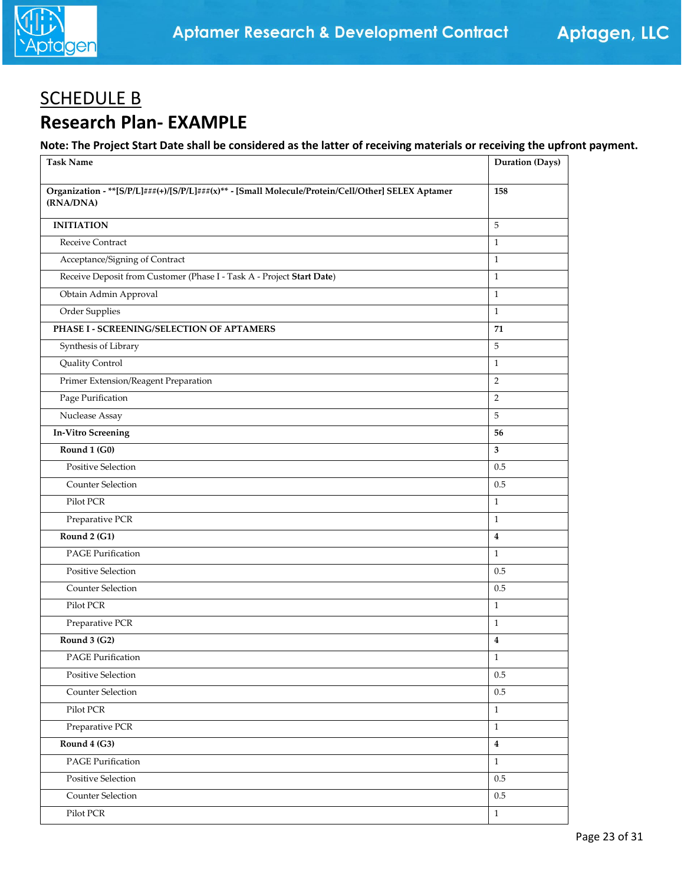# SCHEDULE B

## Research Plan- EXAMPLE

**Note: The Project Start Date shall be considered as the latter of receiving materials or receiving the upfront payment.**

| Task Name | Duration (Days) |
|---|---|
| **Organization - **[S/P/L]###(+)/[S/P/L]###(x)** - [Small Molecule/Protein/Cell/Other] SELEX Aptamer (RNA/DNA)** | **158** |
| **INITIATION** | 5 |
| Receive Contract | 1 |
| Acceptance/Signing of Contract | 1 |
| Receive Deposit from Customer (Phase I - Task A - Project **Start Date**) | 1 |
| Obtain Admin Approval | 1 |
| Order Supplies | 1 |
| **PHASE I - SCREENING/SELECTION OF APTAMERS** | **71** |
| Synthesis of Library | 5 |
| Quality Control | 1 |
| Primer Extension/Reagent Preparation | 2 |
| Page Purification | 2 |
| Nuclease Assay | 5 |
| **In-Vitro Screening** | **56** |
| **Round 1 (G0)** | **3** |
| Positive Selection | 0.5 |
| Counter Selection | 0.5 |
| Pilot PCR | 1 |
| Preparative PCR | 1 |
| **Round 2 (G1)** | **4** |
| PAGE Purification | 1 |
| Positive Selection | 0.5 |
| Counter Selection | 0.5 |
| Pilot PCR | 1 |
| Preparative PCR | 1 |
| **Round 3 (G2)** | **4** |
| PAGE Purification | 1 |
| Positive Selection | 0.5 |
| Counter Selection | 0.5 |
| Pilot PCR | 1 |
| Preparative PCR | 1 |
| **Round 4 (G3)** | **4** |
| PAGE Purification | 1 |
| Positive Selection | 0.5 |
| Counter Selection | 0.5 |
| Pilot PCR | 1 |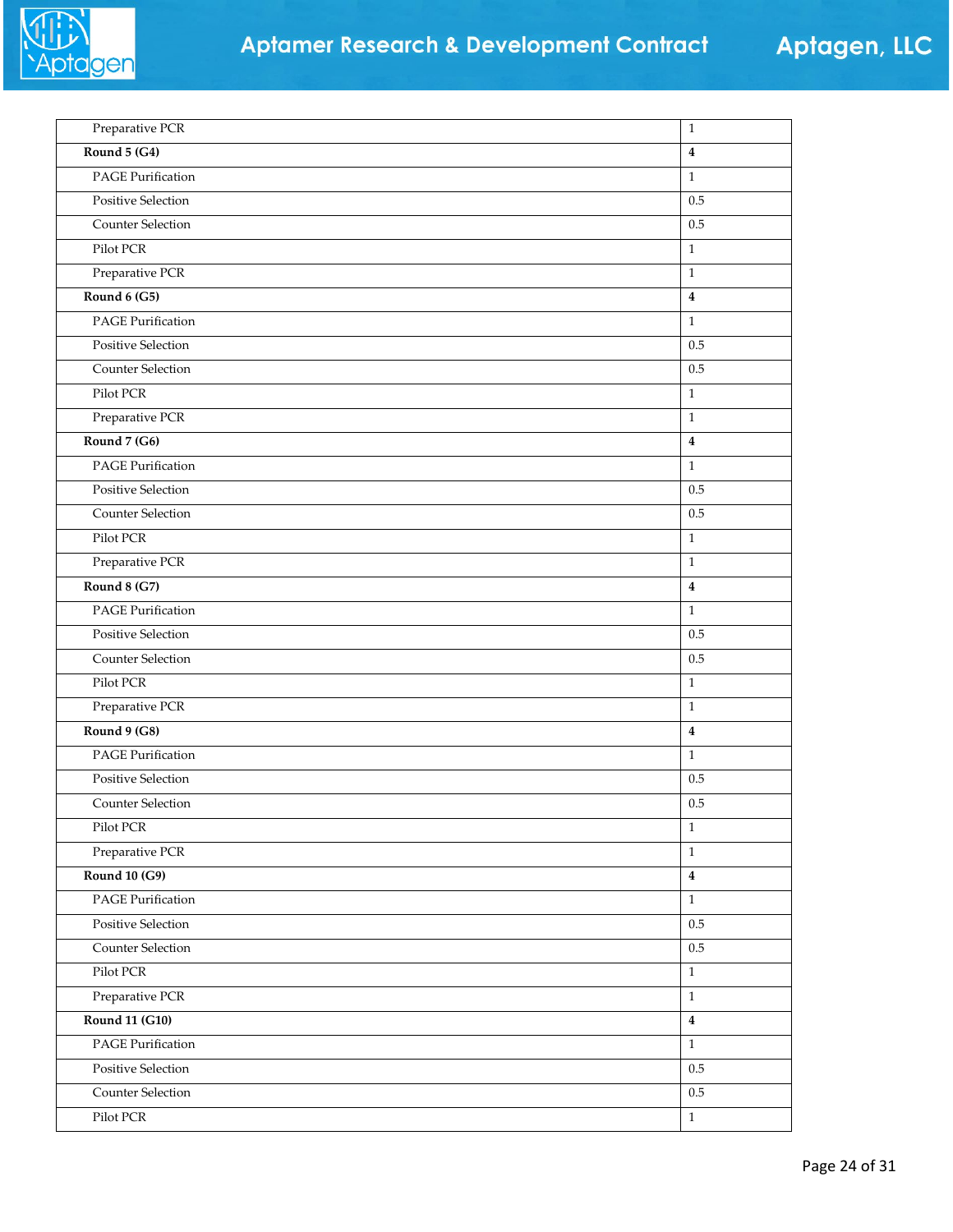| | |
|---|---|
| Preparative PCR | 1 |
| **Round 5 (G4)** | **4** |
| PAGE Purification | 1 |
| Positive Selection | 0.5 |
| Counter Selection | 0.5 |
| Pilot PCR | 1 |
| Preparative PCR | 1 |
| **Round 6 (G5)** | **4** |
| PAGE Purification | 1 |
| Positive Selection | 0.5 |
| Counter Selection | 0.5 |
| Pilot PCR | 1 |
| Preparative PCR | 1 |
| **Round 7 (G6)** | **4** |
| PAGE Purification | 1 |
| Positive Selection | 0.5 |
| Counter Selection | 0.5 |
| Pilot PCR | 1 |
| Preparative PCR | 1 |
| **Round 8 (G7)** | **4** |
| PAGE Purification | 1 |
| Positive Selection | 0.5 |
| Counter Selection | 0.5 |
| Pilot PCR | 1 |
| Preparative PCR | 1 |
| **Round 9 (G8)** | **4** |
| PAGE Purification | 1 |
| Positive Selection | 0.5 |
| Counter Selection | 0.5 |
| Pilot PCR | 1 |
| Preparative PCR | 1 |
| **Round 10 (G9)** | **4** |
| PAGE Purification | 1 |
| Positive Selection | 0.5 |
| Counter Selection | 0.5 |
| Pilot PCR | 1 |
| Preparative PCR | 1 |
| **Round 11 (G10)** | **4** |
| PAGE Purification | 1 |
| Positive Selection | 0.5 |
| Counter Selection | 0.5 |
| Pilot PCR | 1 |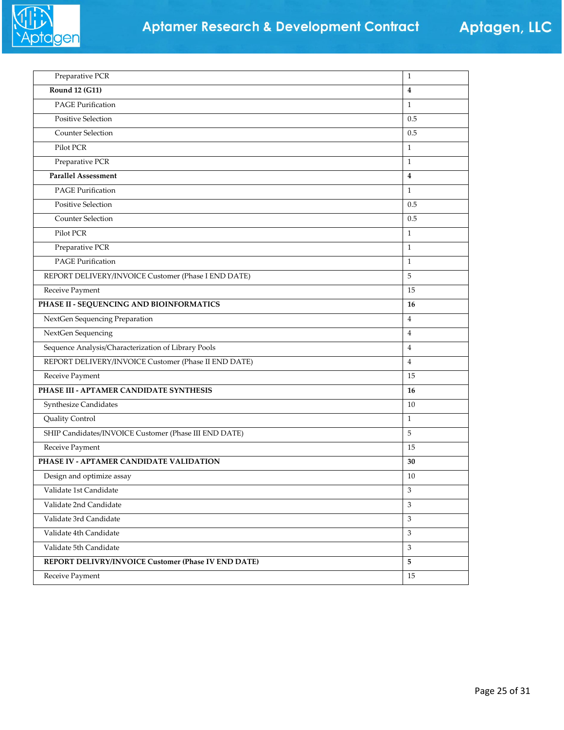| | |
|---|---|
| Preparative PCR | 1 |
| **Round 12 (G11)** | **4** |
| PAGE Purification | 1 |
| Positive Selection | 0.5 |
| Counter Selection | 0.5 |
| Pilot PCR | 1 |
| Preparative PCR | 1 |
| **Parallel Assessment** | **4** |
| PAGE Purification | 1 |
| Positive Selection | 0.5 |
| Counter Selection | 0.5 |
| Pilot PCR | 1 |
| Preparative PCR | 1 |
| PAGE Purification | 1 |
| REPORT DELIVERY/INVOICE Customer (Phase I END DATE) | 5 |
| Receive Payment | 15 |
| **PHASE II - SEQUENCING AND BIOINFORMATICS** | **16** |
| NextGen Sequencing Preparation | 4 |
| NextGen Sequencing | 4 |
| Sequence Analysis/Characterization of Library Pools | 4 |
| REPORT DELIVERY/INVOICE Customer (Phase II END DATE) | 4 |
| Receive Payment | 15 |
| **PHASE III - APTAMER CANDIDATE SYNTHESIS** | **16** |
| Synthesize Candidates | 10 |
| Quality Control | 1 |
| SHIP Candidates/INVOICE Customer (Phase III END DATE) | 5 |
| Receive Payment | 15 |
| **PHASE IV - APTAMER CANDIDATE VALIDATION** | **30** |
| Design and optimize assay | 10 |
| Validate 1st Candidate | 3 |
| Validate 2nd Candidate | 3 |
| Validate 3rd Candidate | 3 |
| Validate 4th Candidate | 3 |
| Validate 5th Candidate | 3 |
| **REPORT DELIVRY/INVOICE Customer (Phase IV END DATE)** | **5** |
| Receive Payment | 15 |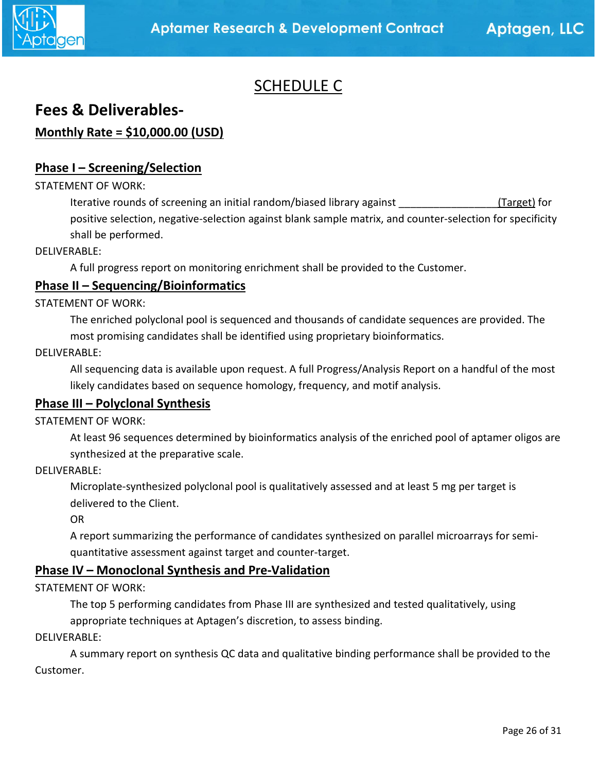# SCHEDULE C

## Fees & Deliverables-

**Monthly Rate = $10,000.00 (USD)**

### Phase I – Screening/Selection

STATEMENT OF WORK:

Iterative rounds of screening an initial random/biased library against _________________(Target) for positive selection, negative-selection against blank sample matrix, and counter-selection for specificity shall be performed.

DELIVERABLE:

A full progress report on monitoring enrichment shall be provided to the Customer.

### Phase II – Sequencing/Bioinformatics

STATEMENT OF WORK:

The enriched polyclonal pool is sequenced and thousands of candidate sequences are provided. The most promising candidates shall be identified using proprietary bioinformatics.

DELIVERABLE:

All sequencing data is available upon request. A full Progress/Analysis Report on a handful of the most likely candidates based on sequence homology, frequency, and motif analysis.

### Phase III – Polyclonal Synthesis

STATEMENT OF WORK:

At least 96 sequences determined by bioinformatics analysis of the enriched pool of aptamer oligos are synthesized at the preparative scale.

DELIVERABLE:

Microplate-synthesized polyclonal pool is qualitatively assessed and at least 5 mg per target is delivered to the Client.

OR

A report summarizing the performance of candidates synthesized on parallel microarrays for semi-quantitative assessment against target and counter-target.

### Phase IV – Monoclonal Synthesis and Pre-Validation

STATEMENT OF WORK:

The top 5 performing candidates from Phase III are synthesized and tested qualitatively, using appropriate techniques at Aptagen's discretion, to assess binding.

DELIVERABLE:

A summary report on synthesis QC data and qualitative binding performance shall be provided to the Customer.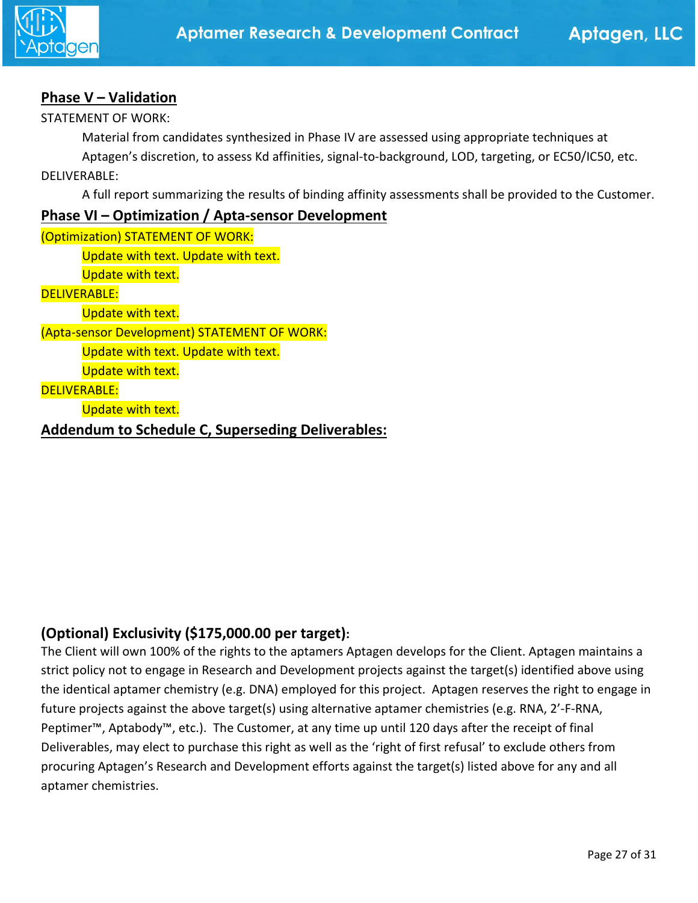## Phase V – Validation

STATEMENT OF WORK:

> Material from candidates synthesized in Phase IV are assessed using appropriate techniques at Aptagen's discretion, to assess Kd affinities, signal-to-background, LOD, targeting, or EC50/IC50, etc.

DELIVERABLE:

> A full report summarizing the results of binding affinity assessments shall be provided to the Customer.

## Phase VI – Optimization / Apta-sensor Development

(Optimization) STATEMENT OF WORK:

> Update with text. Update with text.
> Update with text.

DELIVERABLE:

> Update with text.

(Apta-sensor Development) STATEMENT OF WORK:

> Update with text. Update with text.
> Update with text.

DELIVERABLE:

> Update with text.

## Addendum to Schedule C, Superseding Deliverables:

### (Optional) Exclusivity ($175,000.00 per target):

The Client will own 100% of the rights to the aptamers Aptagen develops for the Client. Aptagen maintains a strict policy not to engage in Research and Development projects against the target(s) identified above using the identical aptamer chemistry (e.g. DNA) employed for this project. Aptagen reserves the right to engage in future projects against the above target(s) using alternative aptamer chemistries (e.g. RNA, 2'-F-RNA, Peptimer™, Aptabody™, etc.). The Customer, at any time up until 120 days after the receipt of final Deliverables, may elect to purchase this right as well as the 'right of first refusal' to exclude others from procuring Aptagen's Research and Development efforts against the target(s) listed above for any and all aptamer chemistries.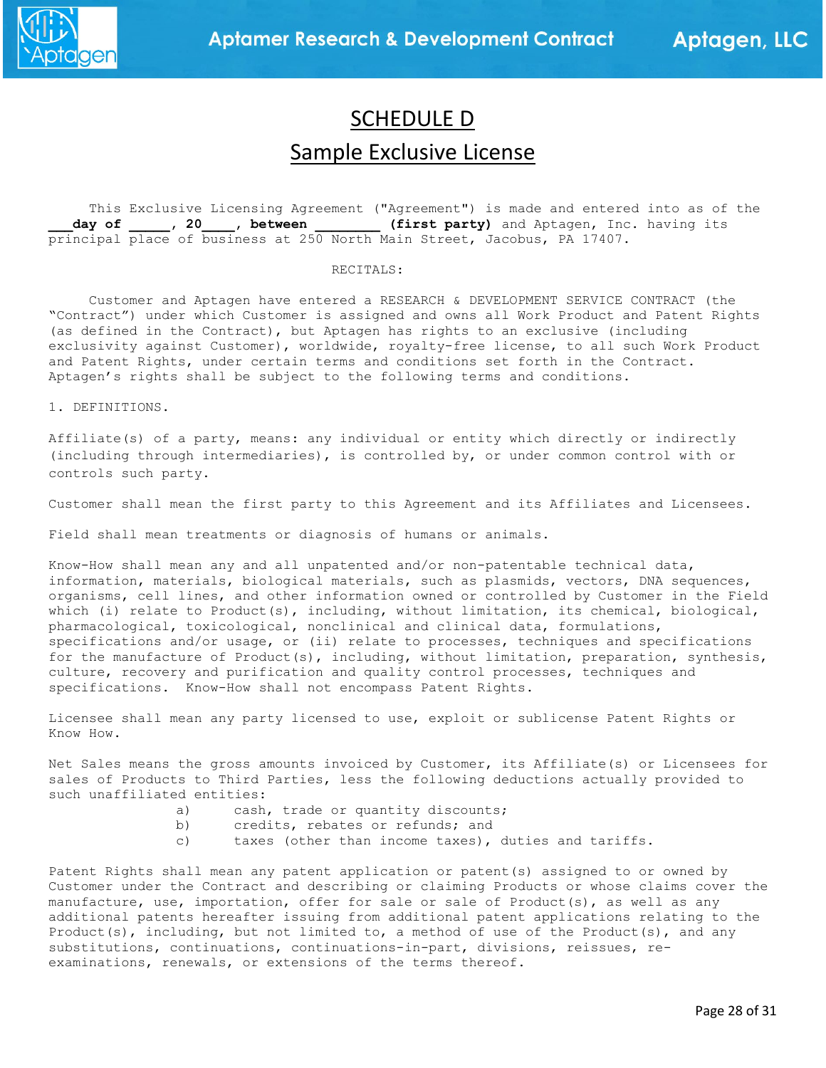# SCHEDULE D

## Sample Exclusive License

This Exclusive Licensing Agreement ("Agreement") is made and entered into as of the **___day of _____, 20____, between ________ (first party)** and Aptagen, Inc. having its principal place of business at 250 North Main Street, Jacobus, PA 17407.

RECITALS:

Customer and Aptagen have entered a RESEARCH & DEVELOPMENT SERVICE CONTRACT (the "Contract") under which Customer is assigned and owns all Work Product and Patent Rights (as defined in the Contract), but Aptagen has rights to an exclusive (including exclusivity against Customer), worldwide, royalty-free license, to all such Work Product and Patent Rights, under certain terms and conditions set forth in the Contract. Aptagen's rights shall be subject to the following terms and conditions.

1. DEFINITIONS.

Affiliate(s) of a party, means: any individual or entity which directly or indirectly (including through intermediaries), is controlled by, or under common control with or controls such party.

Customer shall mean the first party to this Agreement and its Affiliates and Licensees.

Field shall mean treatments or diagnosis of humans or animals.

Know-How shall mean any and all unpatented and/or non-patentable technical data, information, materials, biological materials, such as plasmids, vectors, DNA sequences, organisms, cell lines, and other information owned or controlled by Customer in the Field which (i) relate to Product(s), including, without limitation, its chemical, biological, pharmacological, toxicological, nonclinical and clinical data, formulations, specifications and/or usage, or (ii) relate to processes, techniques and specifications for the manufacture of Product(s), including, without limitation, preparation, synthesis, culture, recovery and purification and quality control processes, techniques and specifications. Know-How shall not encompass Patent Rights.

Licensee shall mean any party licensed to use, exploit or sublicense Patent Rights or Know How.

Net Sales means the gross amounts invoiced by Customer, its Affiliate(s) or Licensees for sales of Products to Third Parties, less the following deductions actually provided to such unaffiliated entities:

a) cash, trade or quantity discounts;
b) credits, rebates or refunds; and
c) taxes (other than income taxes), duties and tariffs.

Patent Rights shall mean any patent application or patent(s) assigned to or owned by Customer under the Contract and describing or claiming Products or whose claims cover the manufacture, use, importation, offer for sale or sale of Product(s), as well as any additional patents hereafter issuing from additional patent applications relating to the Product(s), including, but not limited to, a method of use of the Product(s), and any substitutions, continuations, continuations-in-part, divisions, reissues, re-examinations, renewals, or extensions of the terms thereof.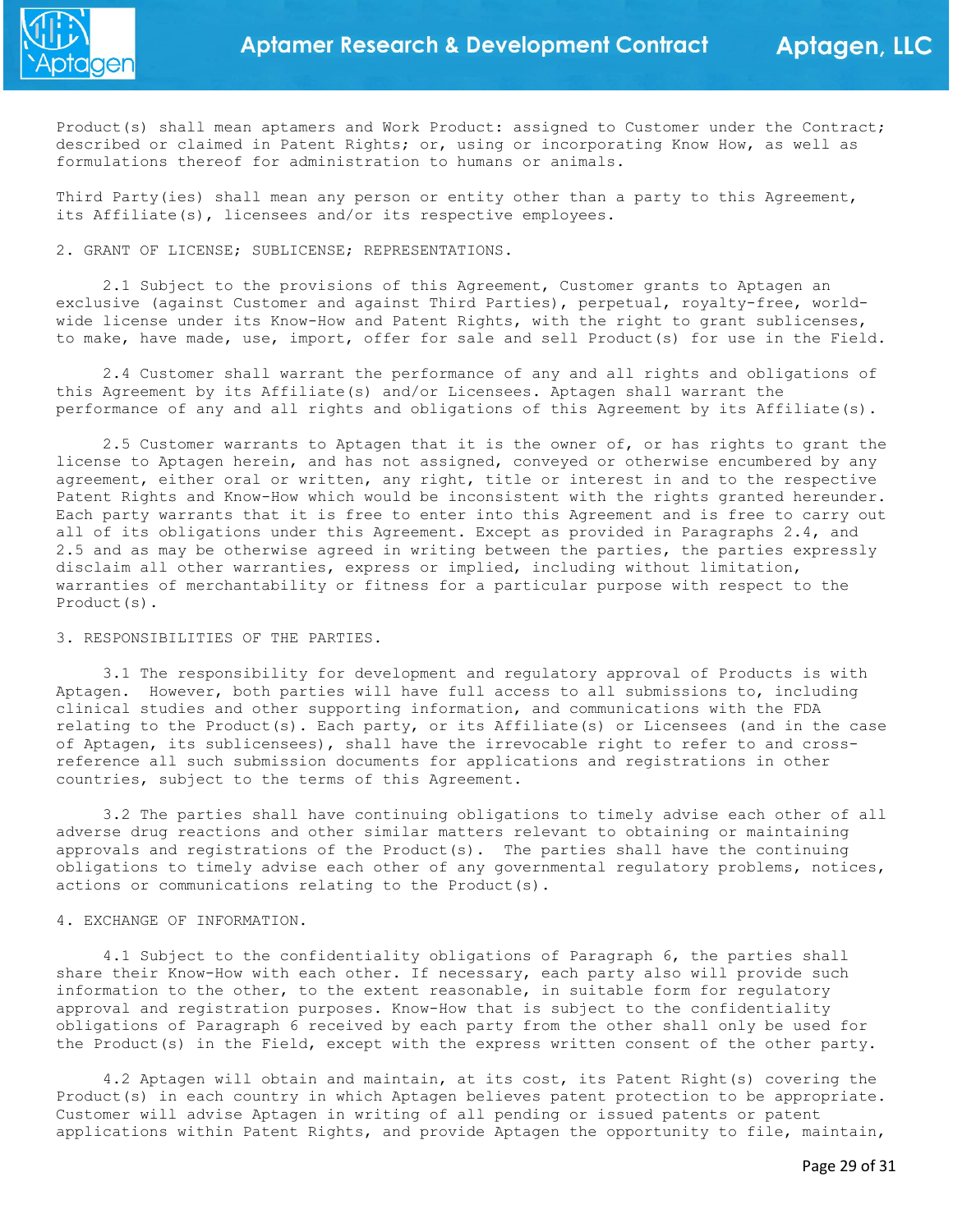Product(s) shall mean aptamers and Work Product: assigned to Customer under the Contract; described or claimed in Patent Rights; or, using or incorporating Know How, as well as formulations thereof for administration to humans or animals.

Third Party(ies) shall mean any person or entity other than a party to this Agreement, its Affiliate(s), licensees and/or its respective employees.

2. GRANT OF LICENSE; SUBLICENSE; REPRESENTATIONS.

2.1 Subject to the provisions of this Agreement, Customer grants to Aptagen an exclusive (against Customer and against Third Parties), perpetual, royalty-free, world-wide license under its Know-How and Patent Rights, with the right to grant sublicenses, to make, have made, use, import, offer for sale and sell Product(s) for use in the Field.

2.4 Customer shall warrant the performance of any and all rights and obligations of this Agreement by its Affiliate(s) and/or Licensees. Aptagen shall warrant the performance of any and all rights and obligations of this Agreement by its Affiliate(s).

2.5 Customer warrants to Aptagen that it is the owner of, or has rights to grant the license to Aptagen herein, and has not assigned, conveyed or otherwise encumbered by any agreement, either oral or written, any right, title or interest in and to the respective Patent Rights and Know-How which would be inconsistent with the rights granted hereunder. Each party warrants that it is free to enter into this Agreement and is free to carry out all of its obligations under this Agreement. Except as provided in Paragraphs 2.4, and 2.5 and as may be otherwise agreed in writing between the parties, the parties expressly disclaim all other warranties, express or implied, including without limitation, warranties of merchantability or fitness for a particular purpose with respect to the Product(s).

3. RESPONSIBILITIES OF THE PARTIES.

3.1 The responsibility for development and regulatory approval of Products is with Aptagen. However, both parties will have full access to all submissions to, including clinical studies and other supporting information, and communications with the FDA relating to the Product(s). Each party, or its Affiliate(s) or Licensees (and in the case of Aptagen, its sublicensees), shall have the irrevocable right to refer to and cross-reference all such submission documents for applications and registrations in other countries, subject to the terms of this Agreement.

3.2 The parties shall have continuing obligations to timely advise each other of all adverse drug reactions and other similar matters relevant to obtaining or maintaining approvals and registrations of the Product(s). The parties shall have the continuing obligations to timely advise each other of any governmental regulatory problems, notices, actions or communications relating to the Product(s).

4. EXCHANGE OF INFORMATION.

4.1 Subject to the confidentiality obligations of Paragraph 6, the parties shall share their Know-How with each other. If necessary, each party also will provide such information to the other, to the extent reasonable, in suitable form for regulatory approval and registration purposes. Know-How that is subject to the confidentiality obligations of Paragraph 6 received by each party from the other shall only be used for the Product(s) in the Field, except with the express written consent of the other party.

4.2 Aptagen will obtain and maintain, at its cost, its Patent Right(s) covering the Product(s) in each country in which Aptagen believes patent protection to be appropriate. Customer will advise Aptagen in writing of all pending or issued patents or patent applications within Patent Rights, and provide Aptagen the opportunity to file, maintain,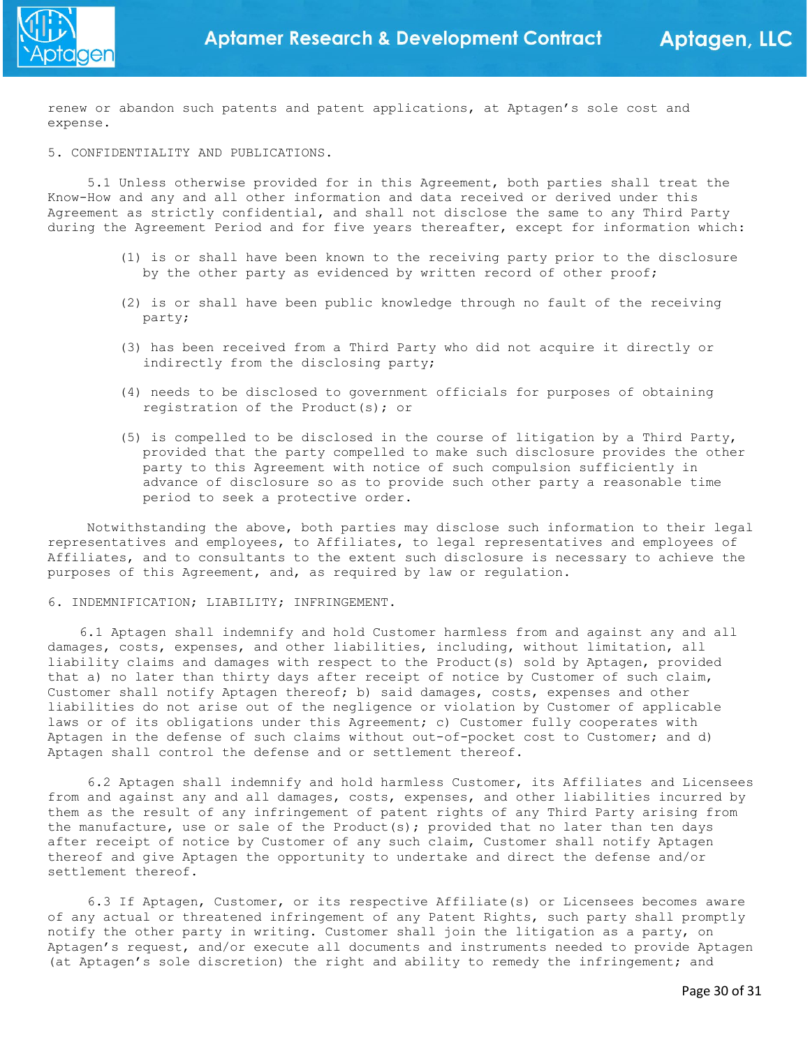renew or abandon such patents and patent applications, at Aptagen's sole cost and expense.

5. CONFIDENTIALITY AND PUBLICATIONS.

5.1 Unless otherwise provided for in this Agreement, both parties shall treat the Know-How and any and all other information and data received or derived under this Agreement as strictly confidential, and shall not disclose the same to any Third Party during the Agreement Period and for five years thereafter, except for information which:

(1) is or shall have been known to the receiving party prior to the disclosure by the other party as evidenced by written record of other proof;

(2) is or shall have been public knowledge through no fault of the receiving party;

(3) has been received from a Third Party who did not acquire it directly or indirectly from the disclosing party;

(4) needs to be disclosed to government officials for purposes of obtaining registration of the Product(s); or

(5) is compelled to be disclosed in the course of litigation by a Third Party, provided that the party compelled to make such disclosure provides the other party to this Agreement with notice of such compulsion sufficiently in advance of disclosure so as to provide such other party a reasonable time period to seek a protective order.

Notwithstanding the above, both parties may disclose such information to their legal representatives and employees, to Affiliates, to legal representatives and employees of Affiliates, and to consultants to the extent such disclosure is necessary to achieve the purposes of this Agreement, and, as required by law or regulation.

6. INDEMNIFICATION; LIABILITY; INFRINGEMENT.

6.1 Aptagen shall indemnify and hold Customer harmless from and against any and all damages, costs, expenses, and other liabilities, including, without limitation, all liability claims and damages with respect to the Product(s) sold by Aptagen, provided that a) no later than thirty days after receipt of notice by Customer of such claim, Customer shall notify Aptagen thereof; b) said damages, costs, expenses and other liabilities do not arise out of the negligence or violation by Customer of applicable laws or of its obligations under this Agreement; c) Customer fully cooperates with Aptagen in the defense of such claims without out-of-pocket cost to Customer; and d) Aptagen shall control the defense and or settlement thereof.

6.2 Aptagen shall indemnify and hold harmless Customer, its Affiliates and Licensees from and against any and all damages, costs, expenses, and other liabilities incurred by them as the result of any infringement of patent rights of any Third Party arising from the manufacture, use or sale of the Product(s); provided that no later than ten days after receipt of notice by Customer of any such claim, Customer shall notify Aptagen thereof and give Aptagen the opportunity to undertake and direct the defense and/or settlement thereof.

6.3 If Aptagen, Customer, or its respective Affiliate(s) or Licensees becomes aware of any actual or threatened infringement of any Patent Rights, such party shall promptly notify the other party in writing. Customer shall join the litigation as a party, on Aptagen's request, and/or execute all documents and instruments needed to provide Aptagen (at Aptagen's sole discretion) the right and ability to remedy the infringement; and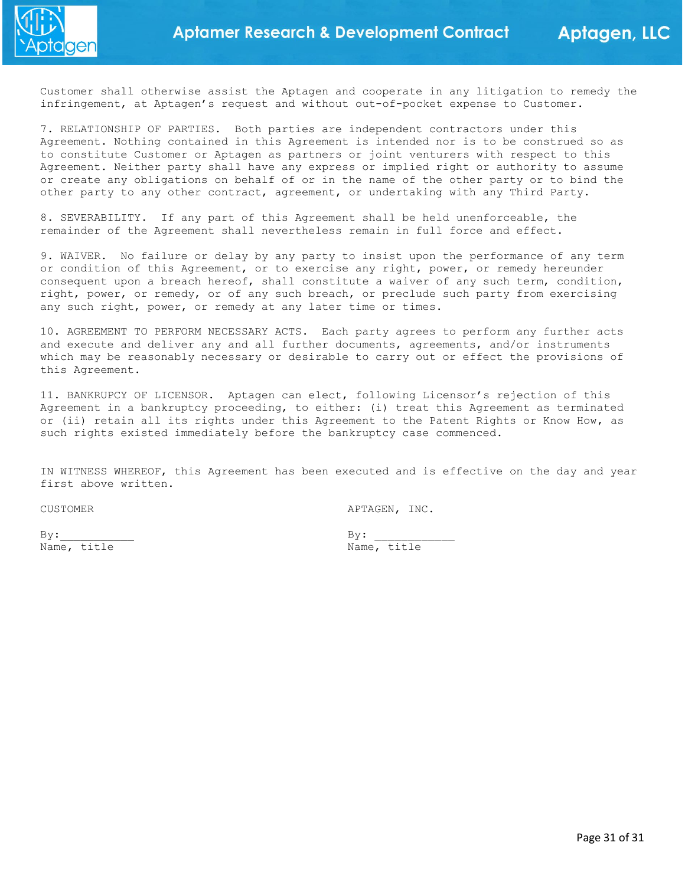Customer shall otherwise assist the Aptagen and cooperate in any litigation to remedy the infringement, at Aptagen's request and without out-of-pocket expense to Customer.

7. RELATIONSHIP OF PARTIES. Both parties are independent contractors under this Agreement. Nothing contained in this Agreement is intended nor is to be construed so as to constitute Customer or Aptagen as partners or joint venturers with respect to this Agreement. Neither party shall have any express or implied right or authority to assume or create any obligations on behalf of or in the name of the other party or to bind the other party to any other contract, agreement, or undertaking with any Third Party.

8. SEVERABILITY. If any part of this Agreement shall be held unenforceable, the remainder of the Agreement shall nevertheless remain in full force and effect.

9. WAIVER. No failure or delay by any party to insist upon the performance of any term or condition of this Agreement, or to exercise any right, power, or remedy hereunder consequent upon a breach hereof, shall constitute a waiver of any such term, condition, right, power, or remedy, or of any such breach, or preclude such party from exercising any such right, power, or remedy at any later time or times.

10. AGREEMENT TO PERFORM NECESSARY ACTS. Each party agrees to perform any further acts and execute and deliver any and all further documents, agreements, and/or instruments which may be reasonably necessary or desirable to carry out or effect the provisions of this Agreement.

11. BANKRUPCY OF LICENSOR. Aptagen can elect, following Licensor's rejection of this Agreement in a bankruptcy proceeding, to either: (i) treat this Agreement as terminated or (ii) retain all its rights under this Agreement to the Patent Rights or Know How, as such rights existed immediately before the bankruptcy case commenced.

IN WITNESS WHEREOF, this Agreement has been executed and is effective on the day and year first above written.

CUSTOMER

By:\_\_\_\_\_\_\_\_\_\_\_
Name, title

APTAGEN, INC.

By: \_\_\_\_\_\_\_\_\_\_\_\_
Name, title